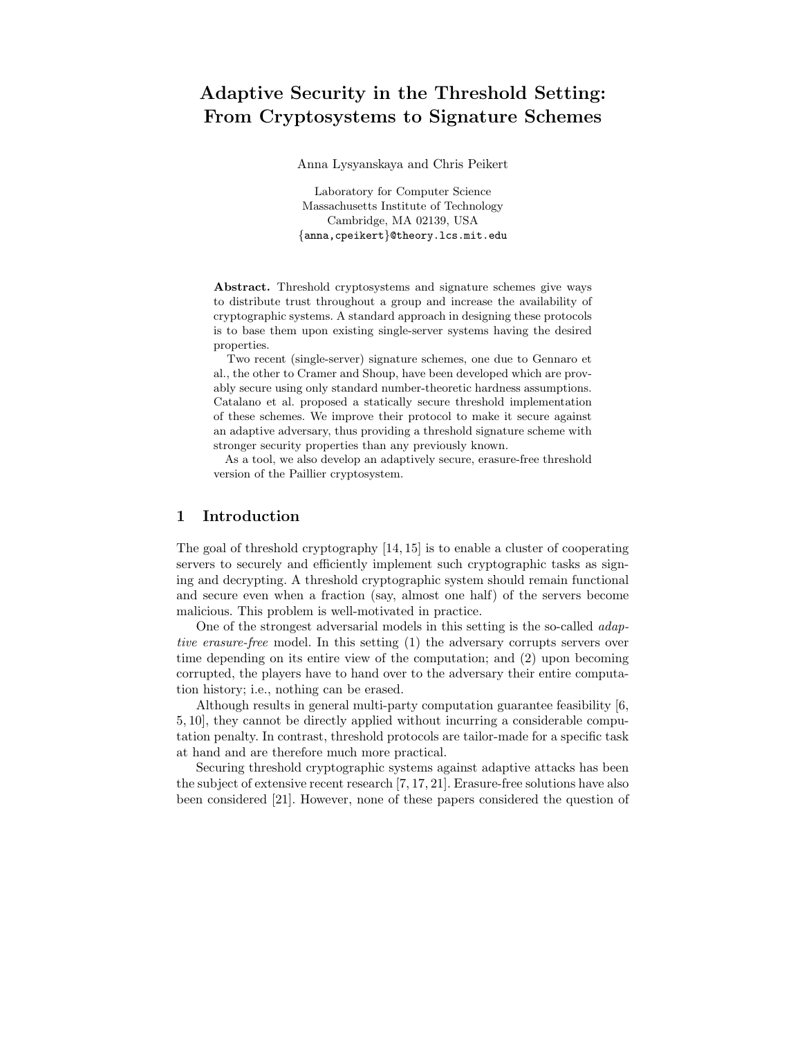# Adaptive Security in the Threshold Setting: From Cryptosystems to Signature Schemes

Anna Lysyanskaya and Chris Peikert

Laboratory for Computer Science
Massachusetts Institute of Technology
Cambridge, MA 02139, USA
{anna,cpeikert}@theory.lcs.mit.edu

**Abstract.** Threshold cryptosystems and signature schemes give ways to distribute trust throughout a group and increase the availability of cryptographic systems. A standard approach in designing these protocols is to base them upon existing single-server systems having the desired properties.

Two recent (single-server) signature schemes, one due to Gennaro et al., the other to Cramer and Shoup, have been developed which are provably secure using only standard number-theoretic hardness assumptions. Catalano et al. proposed a statically secure threshold implementation of these schemes. We improve their protocol to make it secure against an adaptive adversary, thus providing a threshold signature scheme with stronger security properties than any previously known.

As a tool, we also develop an adaptively secure, erasure-free threshold version of the Paillier cryptosystem.

## 1 Introduction

The goal of threshold cryptography [14, 15] is to enable a cluster of cooperating servers to securely and efficiently implement such cryptographic tasks as signing and decrypting. A threshold cryptographic system should remain functional and secure even when a fraction (say, almost one half) of the servers become malicious. This problem is well-motivated in practice.

One of the strongest adversarial models in this setting is the so-called *adaptive erasure-free* model. In this setting (1) the adversary corrupts servers over time depending on its entire view of the computation; and (2) upon becoming corrupted, the players have to hand over to the adversary their entire computation history; i.e., nothing can be erased.

Although results in general multi-party computation guarantee feasibility [6, 5, 10], they cannot be directly applied without incurring a considerable computation penalty. In contrast, threshold protocols are tailor-made for a specific task at hand and are therefore much more practical.

Securing threshold cryptographic systems against adaptive attacks has been the subject of extensive recent research [7, 17, 21]. Erasure-free solutions have also been considered [21]. However, none of these papers considered the question of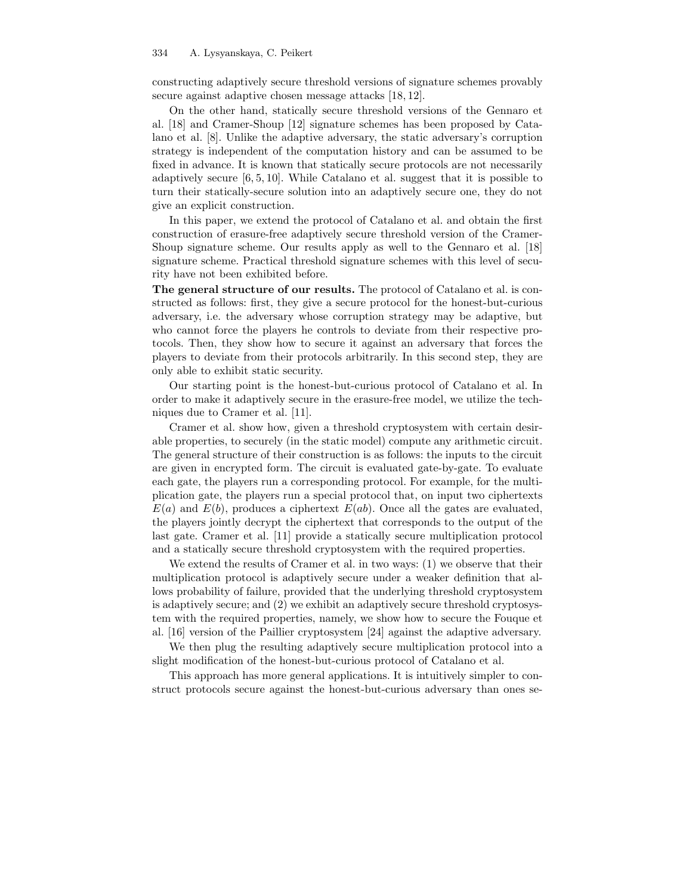constructing adaptively secure threshold versions of signature schemes provably secure against adaptive chosen message attacks [18, 12].

On the other hand, statically secure threshold versions of the Gennaro et al. [18] and Cramer-Shoup [12] signature schemes has been proposed by Catalano et al. [8]. Unlike the adaptive adversary, the static adversary's corruption strategy is independent of the computation history and can be assumed to be fixed in advance. It is known that statically secure protocols are not necessarily adaptively secure [6, 5, 10]. While Catalano et al. suggest that it is possible to turn their statically-secure solution into an adaptively secure one, they do not give an explicit construction.

In this paper, we extend the protocol of Catalano et al. and obtain the first construction of erasure-free adaptively secure threshold version of the Cramer-Shoup signature scheme. Our results apply as well to the Gennaro et al. [18] signature scheme. Practical threshold signature schemes with this level of security have not been exhibited before.

**The general structure of our results.** The protocol of Catalano et al. is constructed as follows: first, they give a secure protocol for the honest-but-curious adversary, i.e. the adversary whose corruption strategy may be adaptive, but who cannot force the players he controls to deviate from their respective protocols. Then, they show how to secure it against an adversary that forces the players to deviate from their protocols arbitrarily. In this second step, they are only able to exhibit static security.

Our starting point is the honest-but-curious protocol of Catalano et al. In order to make it adaptively secure in the erasure-free model, we utilize the techniques due to Cramer et al. [11].

Cramer et al. show how, given a threshold cryptosystem with certain desirable properties, to securely (in the static model) compute any arithmetic circuit. The general structure of their construction is as follows: the inputs to the circuit are given in encrypted form. The circuit is evaluated gate-by-gate. To evaluate each gate, the players run a corresponding protocol. For example, for the multiplication gate, the players run a special protocol that, on input two ciphertexts $E(a)$ and $E(b)$, produces a ciphertext $E(ab)$. Once all the gates are evaluated, the players jointly decrypt the ciphertext that corresponds to the output of the last gate. Cramer et al. [11] provide a statically secure multiplication protocol and a statically secure threshold cryptosystem with the required properties.

We extend the results of Cramer et al. in two ways: (1) we observe that their multiplication protocol is adaptively secure under a weaker definition that allows probability of failure, provided that the underlying threshold cryptosystem is adaptively secure; and (2) we exhibit an adaptively secure threshold cryptosystem with the required properties, namely, we show how to secure the Fouque et al. [16] version of the Paillier cryptosystem [24] against the adaptive adversary.

We then plug the resulting adaptively secure multiplication protocol into a slight modification of the honest-but-curious protocol of Catalano et al.

This approach has more general applications. It is intuitively simpler to construct protocols secure against the honest-but-curious adversary than ones se-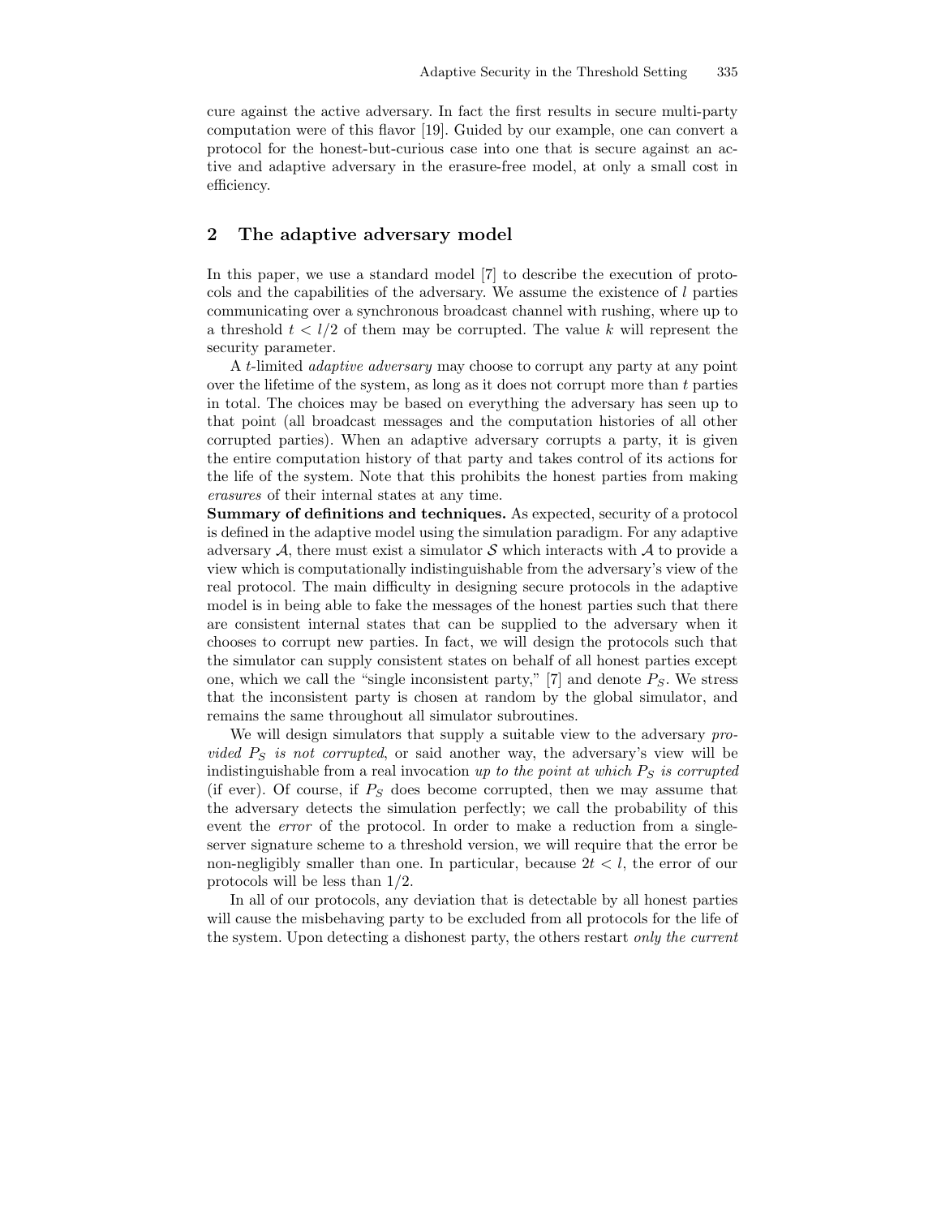cure against the active adversary. In fact the first results in secure multi-party computation were of this flavor [19]. Guided by our example, one can convert a protocol for the honest-but-curious case into one that is secure against an active and adaptive adversary in the erasure-free model, at only a small cost in efficiency.

## 2 The adaptive adversary model

In this paper, we use a standard model [7] to describe the execution of protocols and the capabilities of the adversary. We assume the existence of $l$ parties communicating over a synchronous broadcast channel with rushing, where up to a threshold $t < l/2$ of them may be corrupted. The value $k$ will represent the security parameter.

A $t$-limited *adaptive adversary* may choose to corrupt any party at any point over the lifetime of the system, as long as it does not corrupt more than $t$ parties in total. The choices may be based on everything the adversary has seen up to that point (all broadcast messages and the computation histories of all other corrupted parties). When an adaptive adversary corrupts a party, it is given the entire computation history of that party and takes control of its actions for the life of the system. Note that this prohibits the honest parties from making *erasures* of their internal states at any time.

**Summary of definitions and techniques.** As expected, security of a protocol is defined in the adaptive model using the simulation paradigm. For any adaptive adversary $\mathcal{A}$, there must exist a simulator $\mathcal{S}$ which interacts with $\mathcal{A}$ to provide a view which is computationally indistinguishable from the adversary's view of the real protocol. The main difficulty in designing secure protocols in the adaptive model is in being able to fake the messages of the honest parties such that there are consistent internal states that can be supplied to the adversary when it chooses to corrupt new parties. In fact, we will design the protocols such that the simulator can supply consistent states on behalf of all honest parties except one, which we call the "single inconsistent party," [7] and denote $P_S$. We stress that the inconsistent party is chosen at random by the global simulator, and remains the same throughout all simulator subroutines.

We will design simulators that supply a suitable view to the adversary *provided $P_S$ is not corrupted*, or said another way, the adversary's view will be indistinguishable from a real invocation *up to the point at which $P_S$ is corrupted* (if ever). Of course, if $P_S$ does become corrupted, then we may assume that the adversary detects the simulation perfectly; we call the probability of this event the *error* of the protocol. In order to make a reduction from a single-server signature scheme to a threshold version, we will require that the error be non-negligibly smaller than one. In particular, because $2t < l$, the error of our protocols will be less than $1/2$.

In all of our protocols, any deviation that is detectable by all honest parties will cause the misbehaving party to be excluded from all protocols for the life of the system. Upon detecting a dishonest party, the others restart *only the current*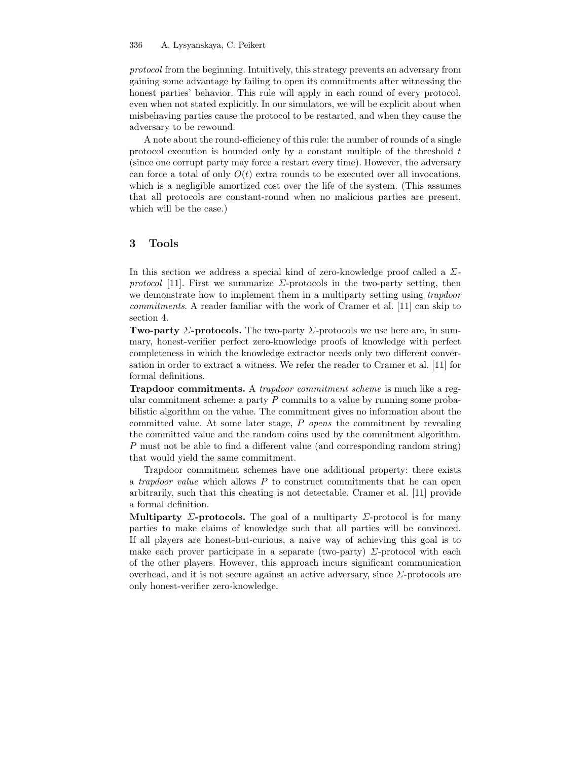*protocol* from the beginning. Intuitively, this strategy prevents an adversary from gaining some advantage by failing to open its commitments after witnessing the honest parties' behavior. This rule will apply in each round of every protocol, even when not stated explicitly. In our simulators, we will be explicit about when misbehaving parties cause the protocol to be restarted, and when they cause the adversary to be rewound.

A note about the round-efficiency of this rule: the number of rounds of a single protocol execution is bounded only by a constant multiple of the threshold $t$ (since one corrupt party may force a restart every time). However, the adversary can force a total of only $O(t)$ extra rounds to be executed over all invocations, which is a negligible amortized cost over the life of the system. (This assumes that all protocols are constant-round when no malicious parties are present, which will be the case.)

## 3 Tools

In this section we address a special kind of zero-knowledge proof called a $\Sigma$-*protocol* [11]. First we summarize $\Sigma$-protocols in the two-party setting, then we demonstrate how to implement them in a multiparty setting using *trapdoor commitments*. A reader familiar with the work of Cramer et al. [11] can skip to section 4.

**Two-party $\Sigma$-protocols.** The two-party $\Sigma$-protocols we use here are, in summary, honest-verifier perfect zero-knowledge proofs of knowledge with perfect completeness in which the knowledge extractor needs only two different conversation in order to extract a witness. We refer the reader to Cramer et al. [11] for formal definitions.

**Trapdoor commitments.** A *trapdoor commitment scheme* is much like a regular commitment scheme: a party $P$ commits to a value by running some probabilistic algorithm on the value. The commitment gives no information about the committed value. At some later stage, $P$ *opens* the commitment by revealing the committed value and the random coins used by the commitment algorithm. $P$ must not be able to find a different value (and corresponding random string) that would yield the same commitment.

Trapdoor commitment schemes have one additional property: there exists a *trapdoor value* which allows $P$ to construct commitments that he can open arbitrarily, such that this cheating is not detectable. Cramer et al. [11] provide a formal definition.

**Multiparty $\Sigma$-protocols.** The goal of a multiparty $\Sigma$-protocol is for many parties to make claims of knowledge such that all parties will be convinced. If all players are honest-but-curious, a naive way of achieving this goal is to make each prover participate in a separate (two-party) $\Sigma$-protocol with each of the other players. However, this approach incurs significant communication overhead, and it is not secure against an active adversary, since $\Sigma$-protocols are only honest-verifier zero-knowledge.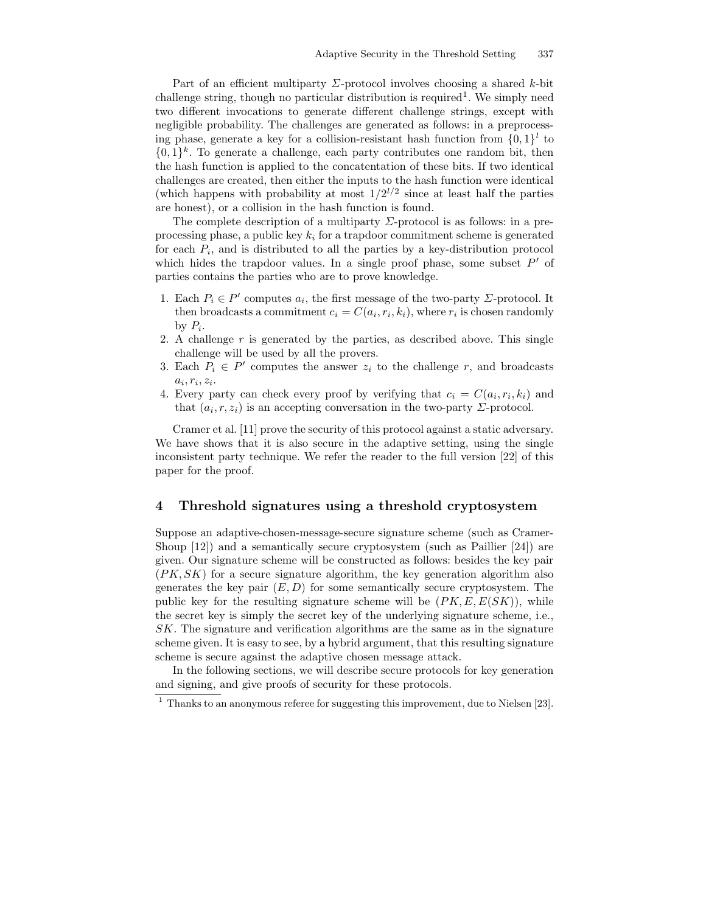Part of an efficient multiparty $\Sigma$-protocol involves choosing a shared $k$-bit challenge string, though no particular distribution is required[1]. We simply need two different invocations to generate different challenge strings, except with negligible probability. The challenges are generated as follows: in a preprocessing phase, generate a key for a collision-resistant hash function from $\{0,1\}^l$ to $\{0,1\}^k$. To generate a challenge, each party contributes one random bit, then the hash function is applied to the concatentation of these bits. If two identical challenges are created, then either the inputs to the hash function were identical (which happens with probability at most $1/2^{l/2}$ since at least half the parties are honest), or a collision in the hash function is found.

The complete description of a multiparty $\Sigma$-protocol is as follows: in a preprocessing phase, a public key $k_i$ for a trapdoor commitment scheme is generated for each $P_i$, and is distributed to all the parties by a key-distribution protocol which hides the trapdoor values. In a single proof phase, some subset $P'$ of parties contains the parties who are to prove knowledge.

1. Each $P_i \in P'$ computes $a_i$, the first message of the two-party $\Sigma$-protocol. It then broadcasts a commitment $c_i = C(a_i, r_i, k_i)$, where $r_i$ is chosen randomly by $P_i$.
2. A challenge $r$ is generated by the parties, as described above. This single challenge will be used by all the provers.
3. Each $P_i \in P'$ computes the answer $z_i$ to the challenge $r$, and broadcasts $a_i, r_i, z_i$.
4. Every party can check every proof by verifying that $c_i = C(a_i, r_i, k_i)$ and that $(a_i, r, z_i)$ is an accepting conversation in the two-party $\Sigma$-protocol.

Cramer et al. [11] prove the security of this protocol against a static adversary. We have shows that it is also secure in the adaptive setting, using the single inconsistent party technique. We refer the reader to the full version [22] of this paper for the proof.

## 4 Threshold signatures using a threshold cryptosystem

Suppose an adaptive-chosen-message-secure signature scheme (such as Cramer-Shoup [12]) and a semantically secure cryptosystem (such as Paillier [24]) are given. Our signature scheme will be constructed as follows: besides the key pair $(PK, SK)$ for a secure signature algorithm, the key generation algorithm also generates the key pair $(E, D)$ for some semantically secure cryptosystem. The public key for the resulting signature scheme will be $(PK, E, E(SK))$, while the secret key is simply the secret key of the underlying signature scheme, i.e., $SK$. The signature and verification algorithms are the same as in the signature scheme given. It is easy to see, by a hybrid argument, that this resulting signature scheme is secure against the adaptive chosen message attack.

In the following sections, we will describe secure protocols for key generation and signing, and give proofs of security for these protocols.

[1] Thanks to an anonymous referee for suggesting this improvement, due to Nielsen [23].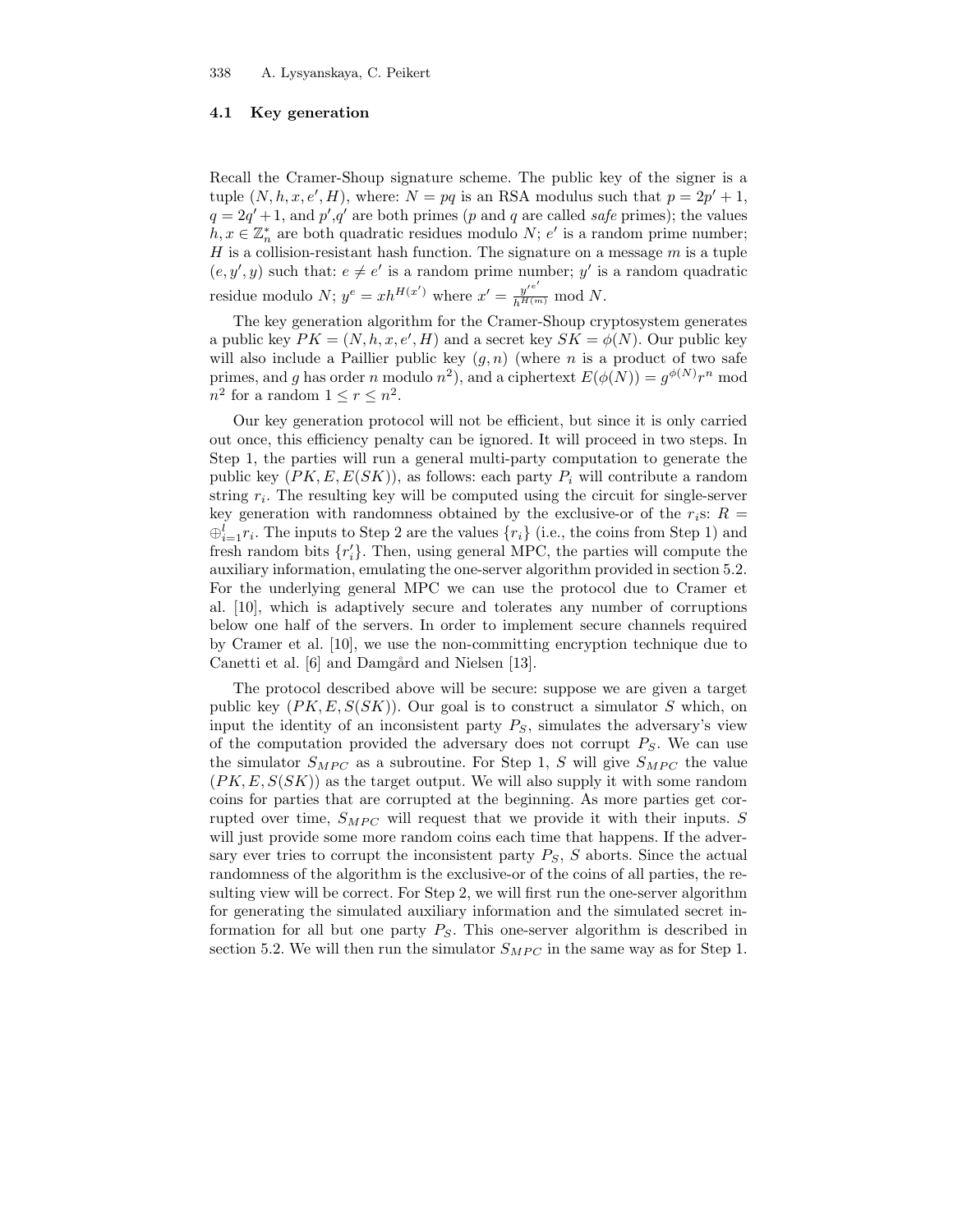### 4.1 Key generation

Recall the Cramer-Shoup signature scheme. The public key of the signer is a tuple $(N, h, x, e', H)$, where: $N = pq$ is an RSA modulus such that $p = 2p' + 1$, $q = 2q' + 1$, and $p'$,$q'$ are both primes ($p$ and $q$ are called *safe* primes); the values $h, x \in \mathbb{Z}_n^*$ are both quadratic residues modulo $N$; $e'$ is a random prime number; $H$ is a collision-resistant hash function. The signature on a message $m$ is a tuple $(e, y', y)$ such that: $e \neq e'$ is a random prime number; $y'$ is a random quadratic residue modulo $N$; $y^e = xh^{H(x')}$ where $x' = \frac{y'^{e'}}{h^{H(m)}} \bmod N$.

The key generation algorithm for the Cramer-Shoup cryptosystem generates a public key $PK = (N, h, x, e', H)$ and a secret key $SK = \phi(N)$. Our public key will also include a Paillier public key $(g, n)$ (where $n$ is a product of two safe primes, and $g$ has order $n$ modulo $n^2$), and a ciphertext $E(\phi(N)) = g^{\phi(N)} r^n \bmod n^2$ for a random $1 \leq r \leq n^2$.

Our key generation protocol will not be efficient, but since it is only carried out once, this efficiency penalty can be ignored. It will proceed in two steps. In Step 1, the parties will run a general multi-party computation to generate the public key $(PK, E, E(SK))$, as follows: each party $P_i$ will contribute a random string $r_i$. The resulting key will be computed using the circuit for single-server key generation with randomness obtained by the exclusive-or of the $r_i$s: $R = \oplus_{i=1}^{l} r_i$. The inputs to Step 2 are the values $\{r_i\}$ (i.e., the coins from Step 1) and fresh random bits $\{r_i'\}$. Then, using general MPC, the parties will compute the auxiliary information, emulating the one-server algorithm provided in section 5.2. For the underlying general MPC we can use the protocol due to Cramer et al. [10], which is adaptively secure and tolerates any number of corruptions below one half of the servers. In order to implement secure channels required by Cramer et al. [10], we use the non-committing encryption technique due to Canetti et al. [6] and Damgård and Nielsen [13].

The protocol described above will be secure: suppose we are given a target public key $(PK, E, S(SK))$. Our goal is to construct a simulator $S$ which, on input the identity of an inconsistent party $P_S$, simulates the adversary's view of the computation provided the adversary does not corrupt $P_S$. We can use the simulator $S_{MPC}$ as a subroutine. For Step 1, $S$ will give $S_{MPC}$ the value $(PK, E, S(SK))$ as the target output. We will also supply it with some random coins for parties that are corrupted at the beginning. As more parties get corrupted over time, $S_{MPC}$ will request that we provide it with their inputs. $S$ will just provide some more random coins each time that happens. If the adversary ever tries to corrupt the inconsistent party $P_S$, $S$ aborts. Since the actual randomness of the algorithm is the exclusive-or of the coins of all parties, the resulting view will be correct. For Step 2, we will first run the one-server algorithm for generating the simulated auxiliary information and the simulated secret information for all but one party $P_S$. This one-server algorithm is described in section 5.2. We will then run the simulator $S_{MPC}$ in the same way as for Step 1.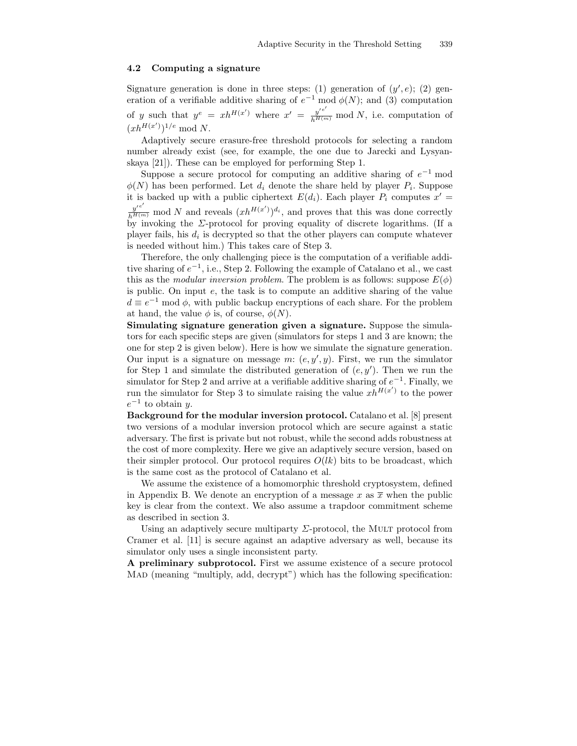### 4.2 Computing a signature

Signature generation is done in three steps: (1) generation of $(y', e)$; (2) generation of a verifiable additive sharing of $e^{-1} \bmod \phi(N)$; and (3) computation of $y$ such that $y^e = xh^{H(x')}$ where $x' = \frac{y'^{e'}}{h^{H(m)}} \bmod N$, i.e. computation of $(xh^{H(x')})^{1/e} \bmod N$.

Adaptively secure erasure-free threshold protocols for selecting a random number already exist (see, for example, the one due to Jarecki and Lysyanskaya [21]). These can be employed for performing Step 1.

Suppose a secure protocol for computing an additive sharing of $e^{-1} \bmod \phi(N)$ has been performed. Let $d_i$ denote the share held by player $P_i$. Suppose it is backed up with a public ciphertext $E(d_i)$. Each player $P_i$ computes $x' = \frac{y'^{e'}}{h^{H(m)}} \bmod N$ and reveals $(xh^{H(x')})^{d_i}$, and proves that this was done correctly by invoking the $\Sigma$-protocol for proving equality of discrete logarithms. (If a player fails, his $d_i$ is decrypted so that the other players can compute whatever is needed without him.) This takes care of Step 3.

Therefore, the only challenging piece is the computation of a verifiable additive sharing of $e^{-1}$, i.e., Step 2. Following the example of Catalano et al., we cast this as the *modular inversion problem*. The problem is as follows: suppose $E(\phi)$ is public. On input $e$, the task is to compute an additive sharing of the value $d \equiv e^{-1} \bmod \phi$, with public backup encryptions of each share. For the problem at hand, the value $\phi$ is, of course, $\phi(N)$.

**Simulating signature generation given a signature.** Suppose the simulators for each specific steps are given (simulators for steps 1 and 3 are known; the one for step 2 is given below). Here is how we simulate the signature generation. Our input is a signature on message $m$: $(e, y', y)$. First, we run the simulator for Step 1 and simulate the distributed generation of $(e, y')$. Then we run the simulator for Step 2 and arrive at a verifiable additive sharing of $e^{-1}$. Finally, we run the simulator for Step 3 to simulate raising the value $xh^{H(x')}$ to the power $e^{-1}$ to obtain $y$.

**Background for the modular inversion protocol.** Catalano et al. [8] present two versions of a modular inversion protocol which are secure against a static adversary. The first is private but not robust, while the second adds robustness at the cost of more complexity. Here we give an adaptively secure version, based on their simpler protocol. Our protocol requires $O(lk)$ bits to be broadcast, which is the same cost as the protocol of Catalano et al.

We assume the existence of a homomorphic threshold cryptosystem, defined in Appendix B. We denote an encryption of a message $x$ as $\overline{x}$ when the public key is clear from the context. We also assume a trapdoor commitment scheme as described in section 3.

Using an adaptively secure multiparty $\Sigma$-protocol, the Mult protocol from Cramer et al. [11] is secure against an adaptive adversary as well, because its simulator only uses a single inconsistent party.

**A preliminary subprotocol.** First we assume existence of a secure protocol Mad (meaning "multiply, add, decrypt") which has the following specification: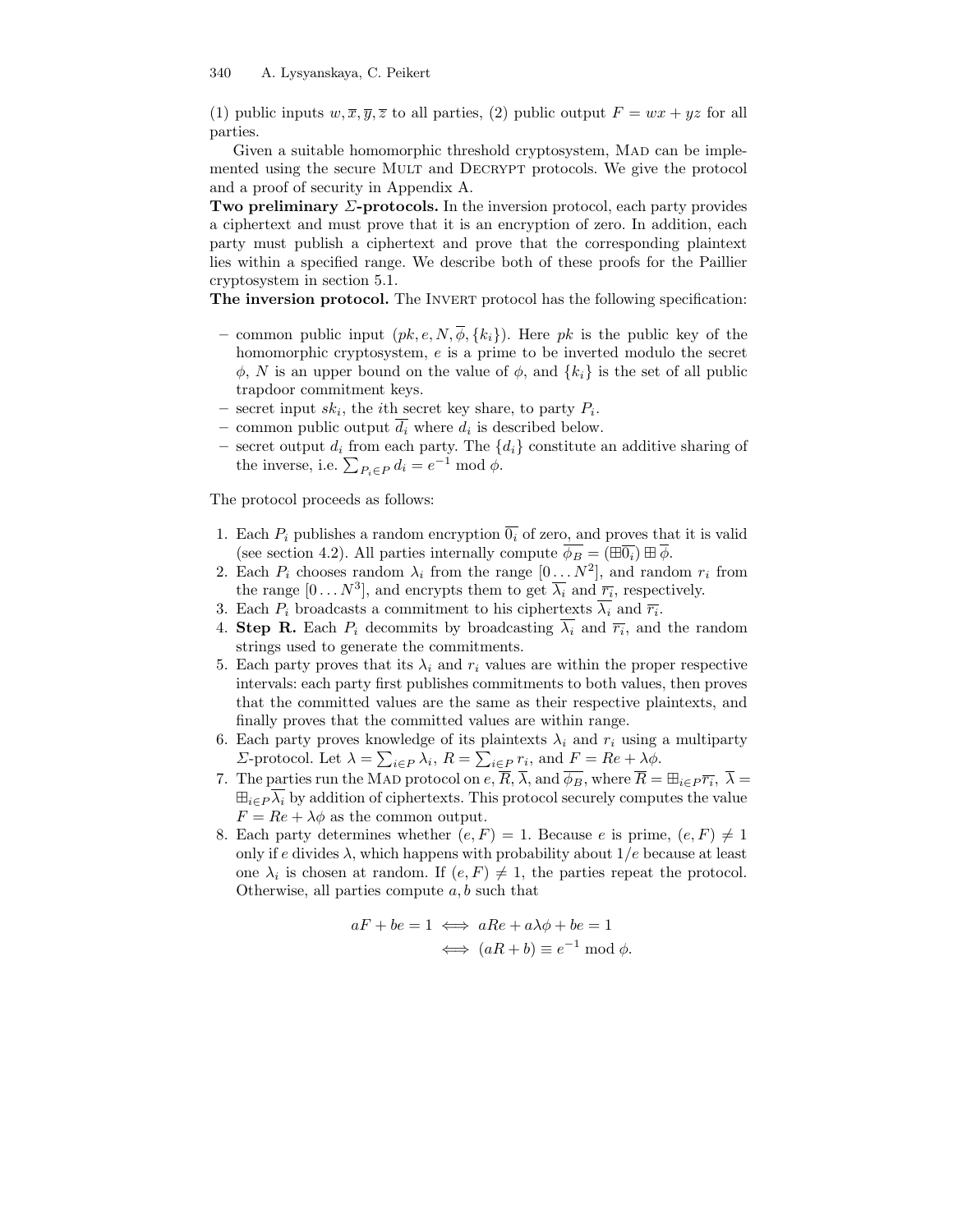(1) public inputs $w, \overline{x}, \overline{y}, \overline{z}$ to all parties, (2) public output $F = wx + yz$ for all parties.

Given a suitable homomorphic threshold cryptosystem, Mad can be implemented using the secure Mult and Decrypt protocols. We give the protocol and a proof of security in Appendix A.

**Two preliminary $\Sigma$-protocols.** In the inversion protocol, each party provides a ciphertext and must prove that it is an encryption of zero. In addition, each party must publish a ciphertext and prove that the corresponding plaintext lies within a specified range. We describe both of these proofs for the Paillier cryptosystem in section 5.1.

**The inversion protocol.** The Invert protocol has the following specification:

- common public input $(pk, e, N, \overline{\phi}, \{k_i\})$. Here $pk$ is the public key of the homomorphic cryptosystem, $e$ is a prime to be inverted modulo the secret $\phi$, $N$ is an upper bound on the value of $\phi$, and $\{k_i\}$ is the set of all public trapdoor commitment keys.
- secret input $sk_i$, the $i$th secret key share, to party $P_i$.
- common public output $\overline{d_i}$ where $d_i$ is described below.
- secret output $d_i$ from each party. The $\{d_i\}$ constitute an additive sharing of the inverse, i.e. $\sum_{P_i \in P} d_i = e^{-1} \bmod \phi$.

The protocol proceeds as follows:

1. Each $P_i$ publishes a random encryption $\overline{0_i}$ of zero, and proves that it is valid (see section 4.2). All parties internally compute $\overline{\phi_B} = (\boxplus \overline{0_i}) \boxplus \overline{\phi}$.
2. Each $P_i$ chooses random $\lambda_i$ from the range $[0 \ldots N^2]$, and random $r_i$ from the range $[0 \ldots N^3]$, and encrypts them to get $\overline{\lambda_i}$ and $\overline{r_i}$, respectively.
3. Each $P_i$ broadcasts a commitment to his ciphertexts $\overline{\lambda_i}$ and $\overline{r_i}$.
4. **Step R.** Each $P_i$ decommits by broadcasting $\overline{\lambda_i}$ and $\overline{r_i}$, and the random strings used to generate the commitments.
5. Each party proves that its $\lambda_i$ and $r_i$ values are within the proper respective intervals: each party first publishes commitments to both values, then proves that the committed values are the same as their respective plaintexts, and finally proves that the committed values are within range.
6. Each party proves knowledge of its plaintexts $\lambda_i$ and $r_i$ using a multiparty $\Sigma$-protocol. Let $\lambda = \sum_{i \in P} \lambda_i$, $R = \sum_{i \in P} r_i$, and $F = Re + \lambda\phi$.
7. The parties run the Mad protocol on $e, \overline{R}, \overline{\lambda}$, and $\overline{\phi_B}$, where $\overline{R} = \boxplus_{i \in P} \overline{r_i}$, $\overline{\lambda} = \boxplus_{i \in P} \overline{\lambda_i}$ by addition of ciphertexts. This protocol securely computes the value $F = Re + \lambda\phi$ as the common output.
8. Each party determines whether $(e, F) = 1$. Because $e$ is prime, $(e, F) \neq 1$ only if $e$ divides $\lambda$, which happens with probability about $1/e$ because at least one $\lambda_i$ is chosen at random. If $(e, F) \neq 1$, the parties repeat the protocol. Otherwise, all parties compute $a, b$ such that

$$\begin{aligned} aF + be = 1 &\iff aRe + a\lambda\phi + be = 1 \\ &\iff (aR + b) \equiv e^{-1} \bmod \phi. \end{aligned}$$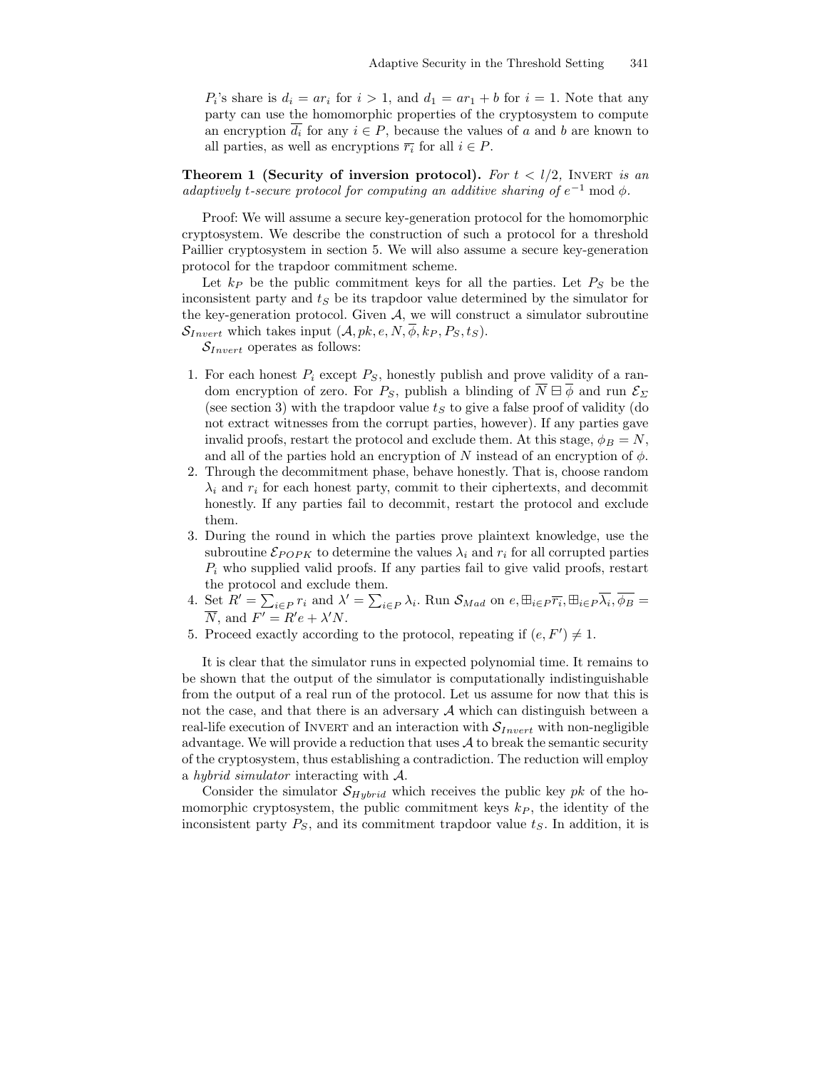$P_i$'s share is $d_i = ar_i$ for $i > 1$, and $d_1 = ar_1 + b$ for $i = 1$. Note that any party can use the homomorphic properties of the cryptosystem to compute an encryption $\overline{d_i}$ for any $i \in P$, because the values of $a$ and $b$ are known to all parties, as well as encryptions $\overline{r_i}$ for all $i \in P$.

**Theorem 1 (Security of inversion protocol).** *For $t < l/2$,* Invert *is an adaptively $t$-secure protocol for computing an additive sharing of $e^{-1} \bmod \phi$.*

Proof: We will assume a secure key-generation protocol for the homomorphic cryptosystem. We describe the construction of such a protocol for a threshold Paillier cryptosystem in section 5. We will also assume a secure key-generation protocol for the trapdoor commitment scheme.

Let $k_P$ be the public commitment keys for all the parties. Let $P_S$ be the inconsistent party and $t_S$ be its trapdoor value determined by the simulator for the key-generation protocol. Given $\mathcal{A}$, we will construct a simulator subroutine $\mathcal{S}_{Invert}$ which takes input $(\mathcal{A}, pk, e, N, \overline{\phi}, k_P, P_S, t_S)$.

$\mathcal{S}_{Invert}$ operates as follows:

1. For each honest $P_i$ except $P_S$, honestly publish and prove validity of a random encryption of zero. For $P_S$, publish a blinding of $\overline{N} \boxminus \overline{\phi}$ and run $\mathcal{E}_\Sigma$ (see section 3) with the trapdoor value $t_S$ to give a false proof of validity (do not extract witnesses from the corrupt parties, however). If any parties gave invalid proofs, restart the protocol and exclude them. At this stage, $\phi_B = N$, and all of the parties hold an encryption of $N$ instead of an encryption of $\phi$.
2. Through the decommitment phase, behave honestly. That is, choose random $\lambda_i$ and $r_i$ for each honest party, commit to their ciphertexts, and decommit honestly. If any parties fail to decommit, restart the protocol and exclude them.
3. During the round in which the parties prove plaintext knowledge, use the subroutine $\mathcal{E}_{POPK}$ to determine the values $\lambda_i$ and $r_i$ for all corrupted parties $P_i$ who supplied valid proofs. If any parties fail to give valid proofs, restart the protocol and exclude them.
4. Set $R' = \sum_{i \in P} r_i$ and $\lambda' = \sum_{i \in P} \lambda_i$. Run $\mathcal{S}_{Mad}$ on $e, \boxplus_{i \in P} \overline{r_i}, \boxplus_{i \in P} \overline{\lambda_i}, \overline{\phi_B} = \overline{N}$, and $F' = R'e + \lambda' N$.
5. Proceed exactly according to the protocol, repeating if $(e, F') \neq 1$.

It is clear that the simulator runs in expected polynomial time. It remains to be shown that the output of the simulator is computationally indistinguishable from the output of a real run of the protocol. Let us assume for now that this is not the case, and that there is an adversary $\mathcal{A}$ which can distinguish between a real-life execution of Invert and an interaction with $\mathcal{S}_{Invert}$ with non-negligible advantage. We will provide a reduction that uses $\mathcal{A}$ to break the semantic security of the cryptosystem, thus establishing a contradiction. The reduction will employ a *hybrid simulator* interacting with $\mathcal{A}$.

Consider the simulator $\mathcal{S}_{Hybrid}$ which receives the public key $pk$ of the homomorphic cryptosystem, the public commitment keys $k_P$, the identity of the inconsistent party $P_S$, and its commitment trapdoor value $t_S$. In addition, it is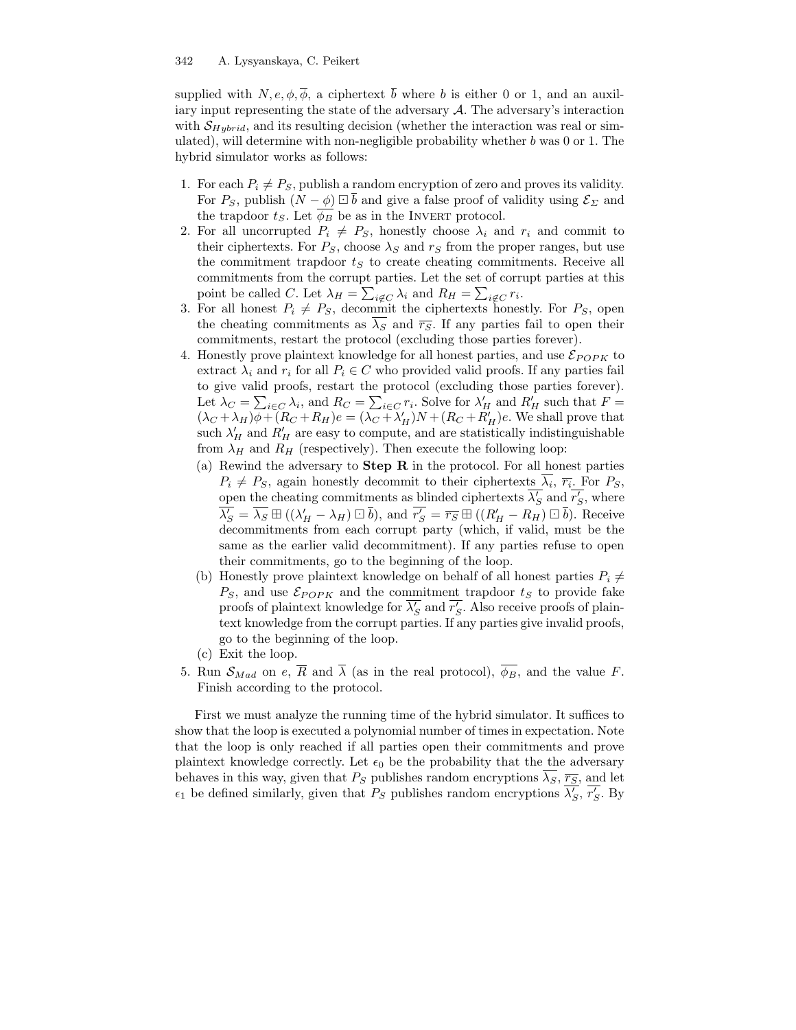supplied with $N, e, \phi, \overline{\phi}$, a ciphertext $\overline{b}$ where $b$ is either 0 or 1, and an auxiliary input representing the state of the adversary $\mathcal{A}$. The adversary's interaction with $\mathcal{S}_{Hybrid}$, and its resulting decision (whether the interaction was real or simulated), will determine with non-negligible probability whether $b$ was 0 or 1. The hybrid simulator works as follows:

1. For each $P_i \neq P_S$, publish a random encryption of zero and proves its validity. For $P_S$, publish $(N - \phi) \boxdot \overline{b}$ and give a false proof of validity using $\mathcal{E}_\Sigma$ and the trapdoor $t_S$. Let $\overline{\phi_B}$ be as in the INVERT protocol.
2. For all uncorrupted $P_i \neq P_S$, honestly choose $\lambda_i$ and $r_i$ and commit to their ciphertexts. For $P_S$, choose $\lambda_S$ and $r_S$ from the proper ranges, but use the commitment trapdoor $t_S$ to create cheating commitments. Receive all commitments from the corrupt parties. Let the set of corrupt parties at this point be called $C$. Let $\lambda_H = \sum_{i \notin C} \lambda_i$ and $R_H = \sum_{i \notin C} r_i$.
3. For all honest $P_i \neq P_S$, decommit the ciphertexts honestly. For $P_S$, open the cheating commitments as $\overline{\lambda_S}$ and $\overline{r_S}$. If any parties fail to open their commitments, restart the protocol (excluding those parties forever).
4. Honestly prove plaintext knowledge for all honest parties, and use $\mathcal{E}_{POPK}$ to extract $\lambda_i$ and $r_i$ for all $P_i \in C$ who provided valid proofs. If any parties fail to give valid proofs, restart the protocol (excluding those parties forever). Let $\lambda_C = \sum_{i \in C} \lambda_i$, and $R_C = \sum_{i \in C} r_i$. Solve for $\lambda'_H$ and $R'_H$ such that $F = (\lambda_C + \lambda_H)\phi + (R_C + R_H)e = (\lambda_C + \lambda'_H)N + (R_C + R'_H)e$. We shall prove that such $\lambda'_H$ and $R'_H$ are easy to compute, and are statistically indistinguishable from $\lambda_H$ and $R_H$ (respectively). Then execute the following loop:
   (a) Rewind the adversary to **Step R** in the protocol. For all honest parties $P_i \neq P_S$, again honestly decommit to their ciphertexts $\overline{\lambda_i}$, $\overline{r_i}$. For $P_S$, open the cheating commitments as blinded ciphertexts $\overline{\lambda'_S}$ and $\overline{r'_S}$, where $\overline{\lambda'_S} = \overline{\lambda_S} \boxplus ((\lambda'_H - \lambda_H) \boxdot \overline{b})$, and $\overline{r'_S} = \overline{r_S} \boxplus ((R'_H - R_H) \boxdot \overline{b})$. Receive decommitments from each corrupt party (which, if valid, must be the same as the earlier valid decommitment). If any parties refuse to open their commitments, go to the beginning of the loop.
   (b) Honestly prove plaintext knowledge on behalf of all honest parties $P_i \neq P_S$, and use $\mathcal{E}_{POPK}$ and the commitment trapdoor $t_S$ to provide fake proofs of plaintext knowledge for $\overline{\lambda'_S}$ and $\overline{r'_S}$. Also receive proofs of plaintext knowledge from the corrupt parties. If any parties give invalid proofs, go to the beginning of the loop.
   (c) Exit the loop.
5. Run $\mathcal{S}_{Mad}$ on $e$, $\overline{R}$ and $\overline{\lambda}$ (as in the real protocol), $\overline{\phi_B}$, and the value $F$. Finish according to the protocol.

First we must analyze the running time of the hybrid simulator. It suffices to show that the loop is executed a polynomial number of times in expectation. Note that the loop is only reached if all parties open their commitments and prove plaintext knowledge correctly. Let $\epsilon_0$ be the probability that the the adversary behaves in this way, given that $P_S$ publishes random encryptions $\overline{\lambda_S}$, $\overline{r_S}$, and let $\epsilon_1$ be defined similarly, given that $P_S$ publishes random encryptions $\overline{\lambda'_S}$, $\overline{r'_S}$. By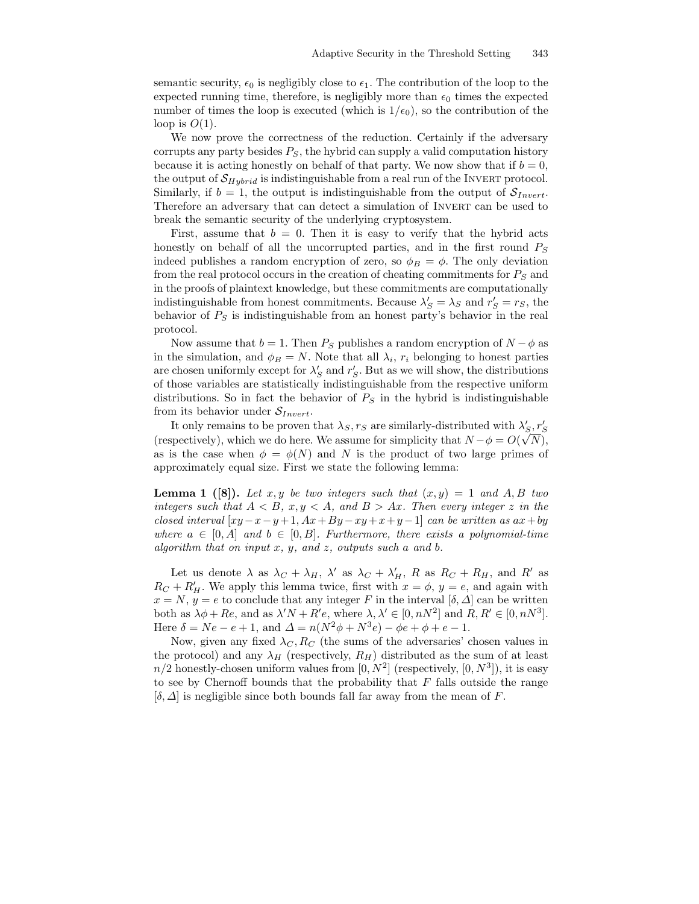semantic security, $\epsilon_0$ is negligibly close to $\epsilon_1$. The contribution of the loop to the expected running time, therefore, is negligibly more than $\epsilon_0$ times the expected number of times the loop is executed (which is $1/\epsilon_0$), so the contribution of the loop is $O(1)$.

We now prove the correctness of the reduction. Certainly if the adversary corrupts any party besides $P_S$, the hybrid can supply a valid computation history because it is acting honestly on behalf of that party. We now show that if $b = 0$, the output of $\mathcal{S}_{Hybrid}$ is indistinguishable from a real run of the Invert protocol. Similarly, if $b = 1$, the output is indistinguishable from the output of $\mathcal{S}_{Invert}$. Therefore an adversary that can detect a simulation of Invert can be used to break the semantic security of the underlying cryptosystem.

First, assume that $b = 0$. Then it is easy to verify that the hybrid acts honestly on behalf of all the uncorrupted parties, and in the first round $P_S$ indeed publishes a random encryption of zero, so $\phi_B = \phi$. The only deviation from the real protocol occurs in the creation of cheating commitments for $P_S$ and in the proofs of plaintext knowledge, but these commitments are computationally indistinguishable from honest commitments. Because $\lambda'_S = \lambda_S$ and $r'_S = r_S$, the behavior of $P_S$ is indistinguishable from an honest party's behavior in the real protocol.

Now assume that $b = 1$. Then $P_S$ publishes a random encryption of $N - \phi$ as in the simulation, and $\phi_B = N$. Note that all $\lambda_i$, $r_i$ belonging to honest parties are chosen uniformly except for $\lambda'_S$ and $r'_S$. But as we will show, the distributions of those variables are statistically indistinguishable from the respective uniform distributions. So in fact the behavior of $P_S$ in the hybrid is indistinguishable from its behavior under $\mathcal{S}_{Invert}$.

It only remains to be proven that $\lambda_S, r_S$ are similarly-distributed with $\lambda'_S, r'_S$ (respectively), which we do here. We assume for simplicity that $N - \phi = O(\sqrt{N})$, as is the case when $\phi = \phi(N)$ and $N$ is the product of two large primes of approximately equal size. First we state the following lemma:

**Lemma 1 ([8]).** *Let $x, y$ be two integers such that $(x, y) = 1$ and $A, B$ two integers such that $A < B$, $x, y < A$, and $B > Ax$. Then every integer $z$ in the closed interval $[xy - x - y + 1, Ax + By - xy + x + y - 1]$ can be written as $ax + by$ where $a \in [0, A]$ and $b \in [0, B]$. Furthermore, there exists a polynomial-time algorithm that on input $x$, $y$, and $z$, outputs such $a$ and $b$.*

Let us denote $\lambda$ as $\lambda_C + \lambda_H$, $\lambda'$ as $\lambda_C + \lambda'_H$, $R$ as $R_C + R_H$, and $R'$ as $R_C + R'_H$. We apply this lemma twice, first with $x = \phi$, $y = e$, and again with $x = N$, $y = e$ to conclude that any integer $F$ in the interval $[\delta, \Delta]$ can be written both as $\lambda\phi + Re$, and as $\lambda' N + R' e$, where $\lambda, \lambda' \in [0, nN^2]$ and $R, R' \in [0, nN^3]$. Here $\delta = Ne - e + 1$, and $\Delta = n(N^2\phi + N^3 e) - \phi e + \phi + e - 1$.

Now, given any fixed $\lambda_C, R_C$ (the sums of the adversaries' chosen values in the protocol) and any $\lambda_H$ (respectively, $R_H$) distributed as the sum of at least $n/2$ honestly-chosen uniform values from $[0, N^2]$ (respectively, $[0, N^3]$), it is easy to see by Chernoff bounds that the probability that $F$ falls outside the range $[\delta, \Delta]$ is negligible since both bounds fall far away from the mean of $F$.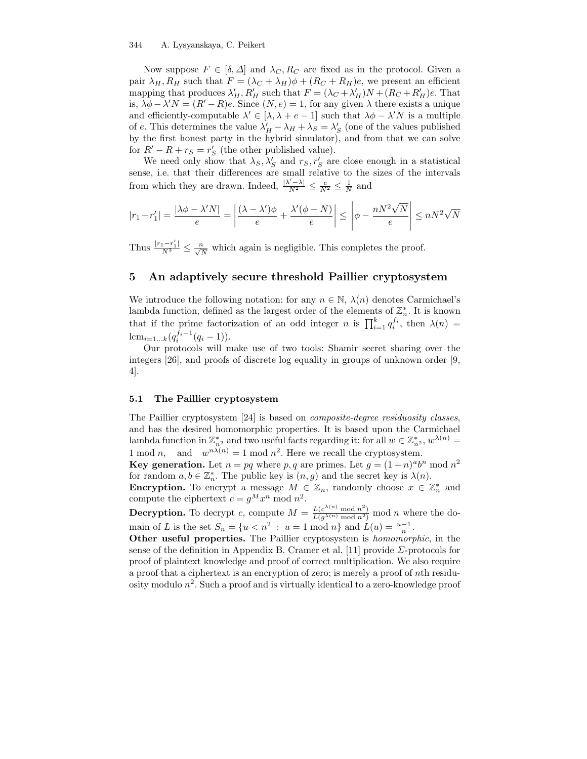Now suppose $F \in [\delta, \Delta]$ and $\lambda_C, R_C$ are fixed as in the protocol. Given a pair $\lambda_H, R_H$ such that $F = (\lambda_C + \lambda_H)\phi + (R_C + R_H)e$, we present an efficient mapping that produces $\lambda'_H, R'_H$ such that $F = (\lambda_C + \lambda'_H)N + (R_C + R'_H)e$. That is, $\lambda\phi - \lambda' N = (R' - R)e$. Since $(N, e) = 1$, for any given $\lambda$ there exists a unique and efficiently-computable $\lambda' \in [\lambda, \lambda + e - 1]$ such that $\lambda\phi - \lambda' N$ is a multiple of $e$. This determines the value $\lambda'_H - \lambda_H + \lambda_S = \lambda'_S$ (one of the values published by the first honest party in the hybrid simulator), and from that we can solve for $R' - R + r_S = r'_S$ (the other published value).

We need only show that $\lambda_S, \lambda'_S$ and $r_S, r'_S$ are close enough in a statistical sense, i.e. that their differences are small relative to the sizes of the intervals from which they are drawn. Indeed, $\frac{|\lambda' - \lambda|}{N^2} \leq \frac{e}{N^2} \leq \frac{1}{N}$ and

$$|r_1 - r'_1| = \frac{|\lambda\phi - \lambda' N|}{e} = \left| \frac{(\lambda - \lambda')\phi}{e} + \frac{\lambda'(\phi - N)}{e} \right| \leq \left| \phi - \frac{nN^2\sqrt{N}}{e} \right| \leq nN^2\sqrt{N}$$

Thus $\frac{|r_1 - r'_1|}{N^3} \leq \frac{n}{\sqrt{N}}$ which again is negligible. This completes the proof.

## 5 An adaptively secure threshold Paillier cryptosystem

We introduce the following notation: for any $n \in \mathbb{N}$, $\lambda(n)$ denotes Carmichael's lambda function, defined as the largest order of the elements of $\mathbb{Z}_n^*$. It is known that if the prime factorization of an odd integer $n$ is $\prod_{i=1}^k q_i^{f_i}$, then $\lambda(n) = \text{lcm}_{i=1\ldots k}(q_i^{f_i - 1}(q_i - 1))$.

Our protocols will make use of two tools: Shamir secret sharing over the integers [26], and proofs of discrete log equality in groups of unknown order [9, 4].

### 5.1 The Paillier cryptosystem

The Paillier cryptosystem [24] is based on *composite-degree residuosity classes*, and has the desired homomorphic properties. It is based upon the Carmichael lambda function in $\mathbb{Z}_{n^2}^*$ and two useful facts regarding it: for all $w \in \mathbb{Z}_{n^2}^*$, $w^{\lambda(n)} = 1 \bmod n$, and $w^{n\lambda(n)} = 1 \bmod n^2$. Here we recall the cryptosystem.

**Key generation.** Let $n = pq$ where $p, q$ are primes. Let $g = (1+n)^a b^n \bmod n^2$ for random $a, b \in \mathbb{Z}_n^*$. The public key is $(n, g)$ and the secret key is $\lambda(n)$.

**Encryption.** To encrypt a message $M \in \mathbb{Z}_n$, randomly choose $x \in \mathbb{Z}_n^*$ and compute the ciphertext $c = g^M x^n \bmod n^2$.

**Decryption.** To decrypt $c$, compute $M = \frac{L(c^{\lambda(n)} \bmod n^2)}{L(g^{\lambda(n)} \bmod n^2)} \bmod n$ where the domain of $L$ is the set $S_n = \{u < n^2 \ : \ u = 1 \bmod n\}$ and $L(u) = \frac{u-1}{n}$.

**Other useful properties.** The Paillier cryptosystem is *homomorphic*, in the sense of the definition in Appendix B. Cramer et al. [11] provide $\Sigma$-protocols for proof of plaintext knowledge and proof of correct multiplication. We also require a proof that a ciphertext is an encryption of zero; is merely a proof of $n$th residuosity modulo $n^2$. Such a proof and is virtually identical to a zero-knowledge proof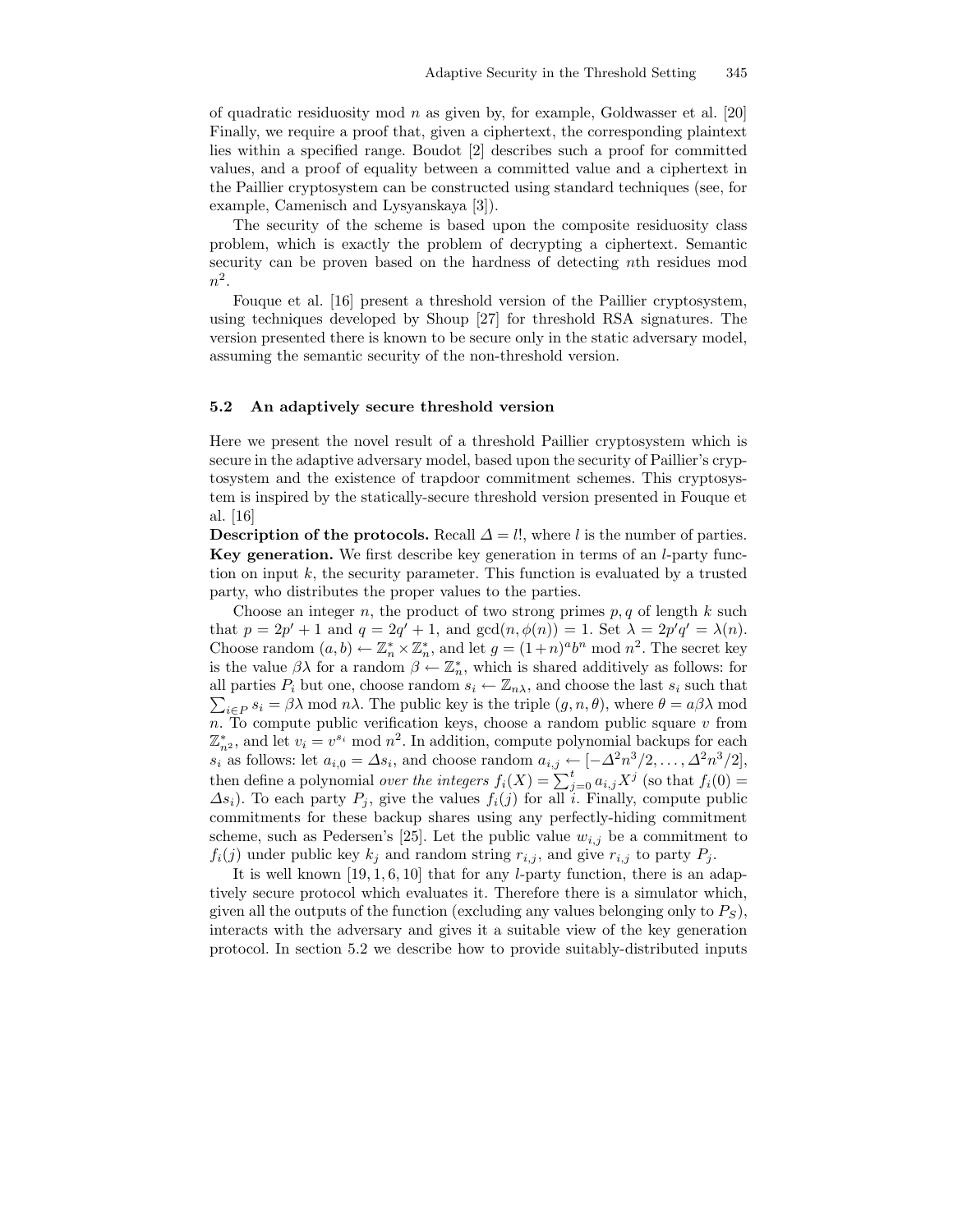of quadratic residuosity mod $n$ as given by, for example, Goldwasser et al. [20] Finally, we require a proof that, given a ciphertext, the corresponding plaintext lies within a specified range. Boudot [2] describes such a proof for committed values, and a proof of equality between a committed value and a ciphertext in the Paillier cryptosystem can be constructed using standard techniques (see, for example, Camenisch and Lysyanskaya [3]).

The security of the scheme is based upon the composite residuosity class problem, which is exactly the problem of decrypting a ciphertext. Semantic security can be proven based on the hardness of detecting $n$th residues mod $n^2$.

Fouque et al. [16] present a threshold version of the Paillier cryptosystem, using techniques developed by Shoup [27] for threshold RSA signatures. The version presented there is known to be secure only in the static adversary model, assuming the semantic security of the non-threshold version.

### 5.2 An adaptively secure threshold version

Here we present the novel result of a threshold Paillier cryptosystem which is secure in the adaptive adversary model, based upon the security of Paillier's cryptosystem and the existence of trapdoor commitment schemes. This cryptosystem is inspired by the statically-secure threshold version presented in Fouque et al. [16]

**Description of the protocols.** Recall $\Delta = l!$, where $l$ is the number of parties.
**Key generation.** We first describe key generation in terms of an $l$-party function on input $k$, the security parameter. This function is evaluated by a trusted party, who distributes the proper values to the parties.

Choose an integer $n$, the product of two strong primes $p, q$ of length $k$ such that $p = 2p' + 1$ and $q = 2q' + 1$, and $\gcd(n, \phi(n)) = 1$. Set $\lambda = 2p'q' = \lambda(n)$. Choose random $(a, b) \leftarrow \mathbb{Z}_n^* \times \mathbb{Z}_n^*$, and let $g = (1+n)^a b^n \bmod n^2$. The secret key is the value $\beta\lambda$ for a random $\beta \leftarrow \mathbb{Z}_n^*$, which is shared additively as follows: for all parties $P_i$ but one, choose random $s_i \leftarrow \mathbb{Z}_{n\lambda}$, and choose the last $s_i$ such that $\sum_{i \in P} s_i = \beta\lambda \bmod n\lambda$. The public key is the triple $(g, n, \theta)$, where $\theta = a\beta\lambda \bmod n$. To compute public verification keys, choose a random public square $v$ from $\mathbb{Z}_{n^2}^*$, and let $v_i = v^{s_i} \bmod n^2$. In addition, compute polynomial backups for each $s_i$ as follows: let $a_{i,0} = \Delta s_i$, and choose random $a_{i,j} \leftarrow [-\Delta^2 n^3/2, \ldots, \Delta^2 n^3/2]$, then define a polynomial *over the integers* $f_i(X) = \sum_{j=0}^{t} a_{i,j} X^j$ (so that $f_i(0) = \Delta s_i$). To each party $P_j$, give the values $f_i(j)$ for all $i$. Finally, compute public commitments for these backup shares using any perfectly-hiding commitment scheme, such as Pedersen's [25]. Let the public value $w_{i,j}$ be a commitment to $f_i(j)$ under public key $k_j$ and random string $r_{i,j}$, and give $r_{i,j}$ to party $P_j$.

It is well known [19, 1, 6, 10] that for any $l$-party function, there is an adaptively secure protocol which evaluates it. Therefore there is a simulator which, given all the outputs of the function (excluding any values belonging only to $P_S$), interacts with the adversary and gives it a suitable view of the key generation protocol. In section 5.2 we describe how to provide suitably-distributed inputs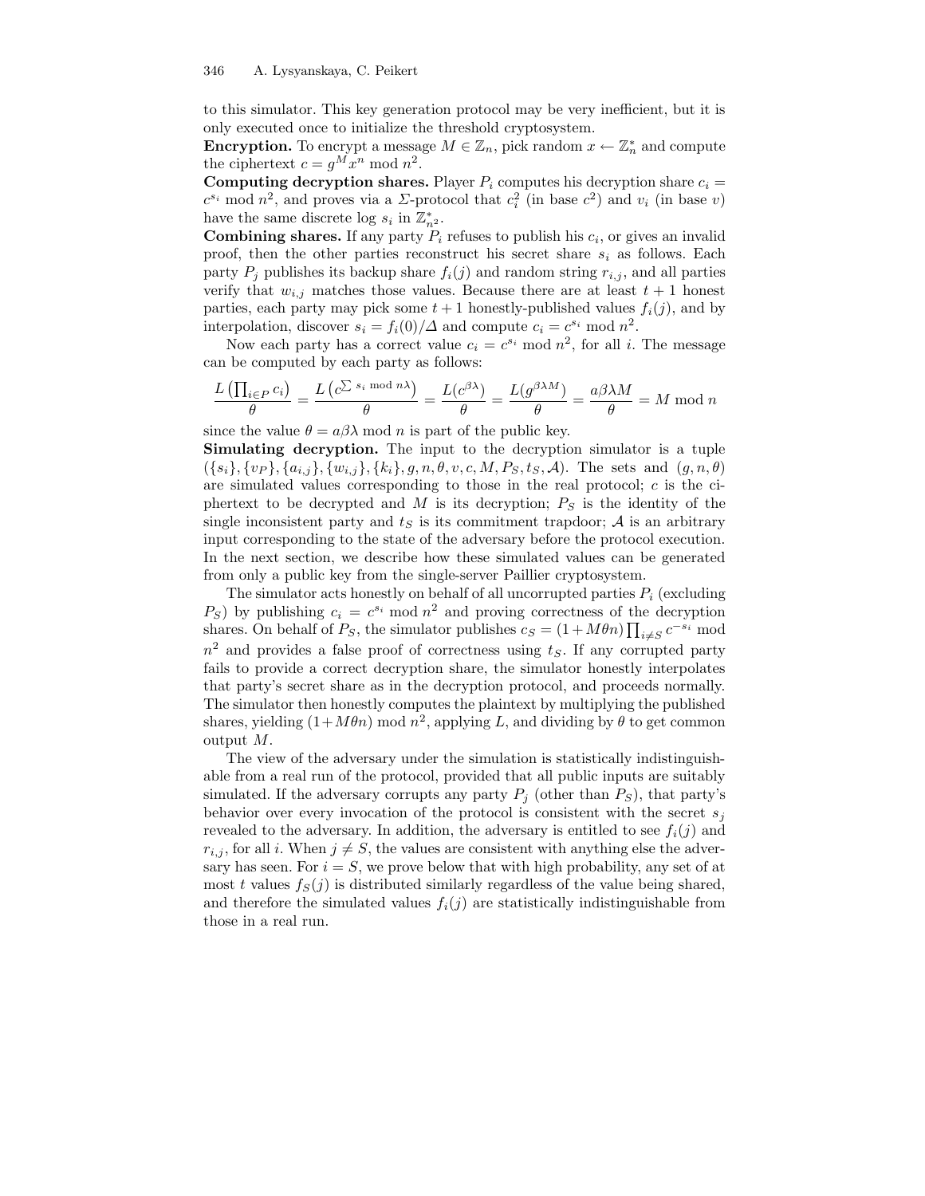to this simulator. This key generation protocol may be very inefficient, but it is only executed once to initialize the threshold cryptosystem.

**Encryption.** To encrypt a message $M \in \mathbb{Z}_n$, pick random $x \leftarrow \mathbb{Z}_n^*$ and compute the ciphertext $c = g^M x^n \bmod n^2$.

**Computing decryption shares.** Player $P_i$ computes his decryption share $c_i = c^{s_i} \bmod n^2$, and proves via a $\Sigma$-protocol that $c_i^2$ (in base $c^2$) and $v_i$ (in base $v$) have the same discrete log $s_i$ in $\mathbb{Z}_{n^2}^*$.

**Combining shares.** If any party $P_i$ refuses to publish his $c_i$, or gives an invalid proof, then the other parties reconstruct his secret share $s_i$ as follows. Each party $P_j$ publishes its backup share $f_i(j)$ and random string $r_{i,j}$, and all parties verify that $w_{i,j}$ matches those values. Because there are at least $t+1$ honest parties, each party may pick some $t+1$ honestly-published values $f_i(j)$, and by interpolation, discover $s_i = f_i(0)/\Delta$ and compute $c_i = c^{s_i} \bmod n^2$.

Now each party has a correct value $c_i = c^{s_i} \bmod n^2$, for all $i$. The message can be computed by each party as follows:

$$\frac{L\left(\prod_{i \in P} c_i\right)}{\theta} = \frac{L\left(c^{\sum s_i \bmod n\lambda}\right)}{\theta} = \frac{L(c^{\beta\lambda})}{\theta} = \frac{L(g^{\beta\lambda M})}{\theta} = \frac{a\beta\lambda M}{\theta} = M \bmod n$$

since the value $\theta = a\beta\lambda \bmod n$ is part of the public key.

**Simulating decryption.** The input to the decryption simulator is a tuple $(\{s_i\}, \{v_P\}, \{a_{i,j}\}, \{w_{i,j}\}, \{k_i\}, g, n, \theta, v, c, M, P_S, t_S, \mathcal{A})$. The sets and $(g, n, \theta)$ are simulated values corresponding to those in the real protocol; $c$ is the ciphertext to be decrypted and $M$ is its decryption; $P_S$ is the identity of the single inconsistent party and $t_S$ is its commitment trapdoor; $\mathcal{A}$ is an arbitrary input corresponding to the state of the adversary before the protocol execution. In the next section, we describe how these simulated values can be generated from only a public key from the single-server Paillier cryptosystem.

The simulator acts honestly on behalf of all uncorrupted parties $P_i$ (excluding $P_S$) by publishing $c_i = c^{s_i} \bmod n^2$ and proving correctness of the decryption shares. On behalf of $P_S$, the simulator publishes $c_S = (1 + M\theta n) \prod_{i \neq S} c^{-s_i} \bmod n^2$ and provides a false proof of correctness using $t_S$. If any corrupted party fails to provide a correct decryption share, the simulator honestly interpolates that party's secret share as in the decryption protocol, and proceeds normally. The simulator then honestly computes the plaintext by multiplying the published shares, yielding $(1+M\theta n) \bmod n^2$, applying $L$, and dividing by $\theta$ to get common output $M$.

The view of the adversary under the simulation is statistically indistinguishable from a real run of the protocol, provided that all public inputs are suitably simulated. If the adversary corrupts any party $P_j$ (other than $P_S$), that party's behavior over every invocation of the protocol is consistent with the secret $s_j$ revealed to the adversary. In addition, the adversary is entitled to see $f_i(j)$ and $r_{i,j}$, for all $i$. When $j \neq S$, the values are consistent with anything else the adversary has seen. For $i = S$, we prove below that with high probability, any set of at most $t$ values $f_S(j)$ is distributed similarly regardless of the value being shared, and therefore the simulated values $f_i(j)$ are statistically indistinguishable from those in a real run.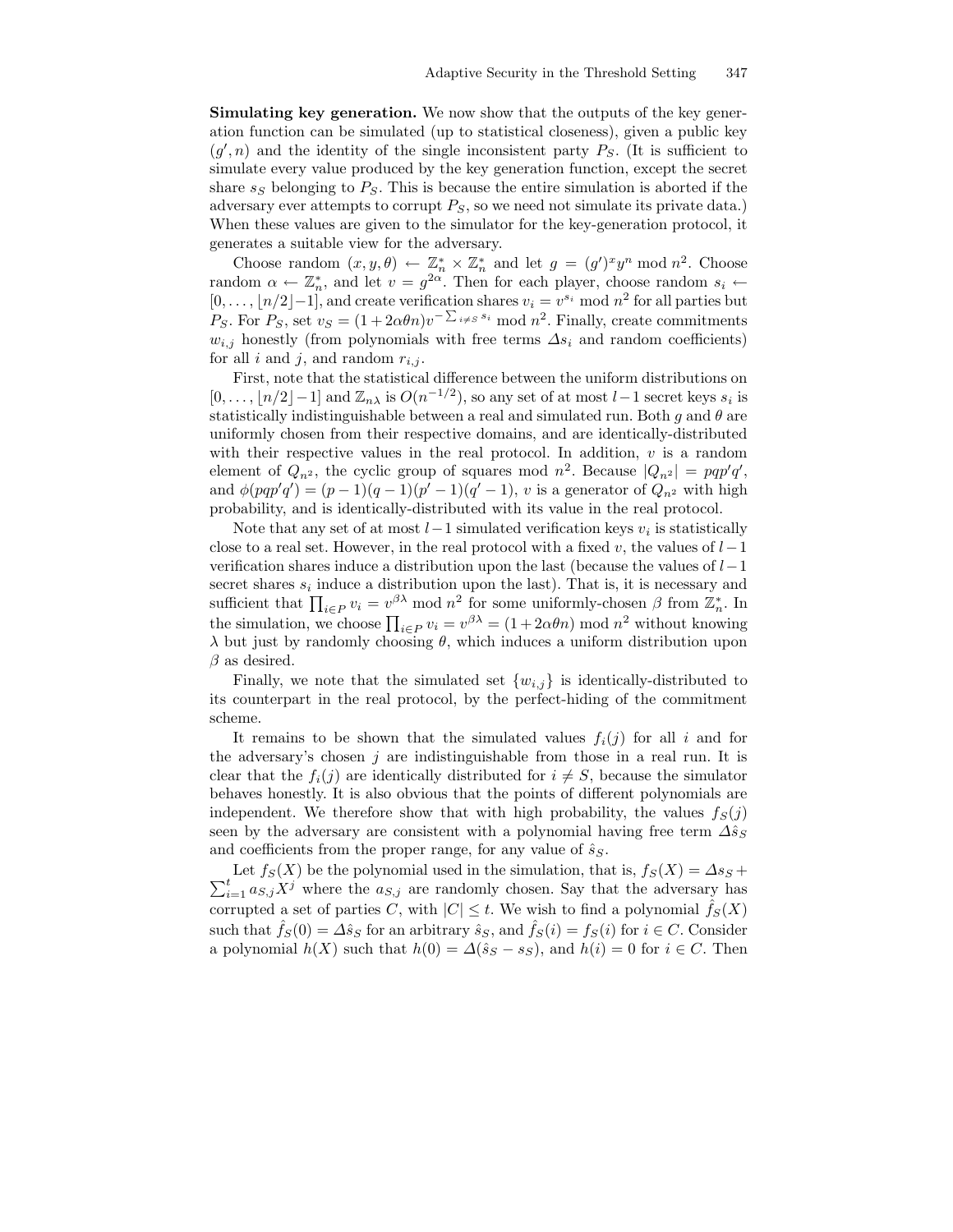**Simulating key generation.** We now show that the outputs of the key generation function can be simulated (up to statistical closeness), given a public key $(g', n)$ and the identity of the single inconsistent party $P_S$. (It is sufficient to simulate every value produced by the key generation function, except the secret share $s_S$ belonging to $P_S$. This is because the entire simulation is aborted if the adversary ever attempts to corrupt $P_S$, so we need not simulate its private data.) When these values are given to the simulator for the key-generation protocol, it generates a suitable view for the adversary.

Choose random $(x, y, \theta) \leftarrow \mathbb{Z}_n^* \times \mathbb{Z}_n^*$ and let $g = (g')^x y^n \bmod n^2$. Choose random $\alpha \leftarrow \mathbb{Z}_n^*$, and let $v = g^{2\alpha}$. Then for each player, choose random $s_i \leftarrow [0, \ldots, \lfloor n/2 \rfloor - 1]$, and create verification shares $v_i = v^{s_i} \bmod n^2$ for all parties but $P_S$. For $P_S$, set $v_S = (1 + 2\alpha\theta n) v^{-\sum_{i \neq S} s_i} \bmod n^2$. Finally, create commitments $w_{i,j}$ honestly (from polynomials with free terms $\Delta s_i$ and random coefficients) for all $i$ and $j$, and random $r_{i,j}$.

First, note that the statistical difference between the uniform distributions on $[0, \ldots, \lfloor n/2 \rfloor - 1]$ and $\mathbb{Z}_{n\lambda}$ is $O(n^{-1/2})$, so any set of at most $l-1$ secret keys $s_i$ is statistically indistinguishable between a real and simulated run. Both $g$ and $\theta$ are uniformly chosen from their respective domains, and are identically-distributed with their respective values in the real protocol. In addition, $v$ is a random element of $Q_{n^2}$, the cyclic group of squares mod $n^2$. Because $|Q_{n^2}| = pqp'q'$, and $\phi(pqp'q') = (p-1)(q-1)(p'-1)(q'-1)$, $v$ is a generator of $Q_{n^2}$ with high probability, and is identically-distributed with its value in the real protocol.

Note that any set of at most $l-1$ simulated verification keys $v_i$ is statistically close to a real set. However, in the real protocol with a fixed $v$, the values of $l-1$ verification shares induce a distribution upon the last (because the values of $l-1$ secret shares $s_i$ induce a distribution upon the last). That is, it is necessary and sufficient that $\prod_{i \in P} v_i = v^{\beta\lambda} \bmod n^2$ for some uniformly-chosen $\beta$ from $\mathbb{Z}_n^*$. In the simulation, we choose $\prod_{i \in P} v_i = v^{\beta\lambda} = (1 + 2\alpha\theta n) \bmod n^2$ without knowing $\lambda$ but just by randomly choosing $\theta$, which induces a uniform distribution upon $\beta$ as desired.

Finally, we note that the simulated set $\{w_{i,j}\}$ is identically-distributed to its counterpart in the real protocol, by the perfect-hiding of the commitment scheme.

It remains to be shown that the simulated values $f_i(j)$ for all $i$ and for the adversary's chosen $j$ are indistinguishable from those in a real run. It is clear that the $f_i(j)$ are identically distributed for $i \neq S$, because the simulator behaves honestly. It is also obvious that the points of different polynomials are independent. We therefore show that with high probability, the values $f_S(j)$ seen by the adversary are consistent with a polynomial having free term $\Delta \hat{s}_S$ and coefficients from the proper range, for any value of $\hat{s}_S$.

Let $f_S(X)$ be the polynomial used in the simulation, that is, $f_S(X) = \Delta s_S + \sum_{i=1}^{t} a_{S,j} X^j$ where the $a_{S,j}$ are randomly chosen. Say that the adversary has corrupted a set of parties $C$, with $|C| \leq t$. We wish to find a polynomial $\hat{f}_S(X)$ such that $\hat{f}_S(0) = \Delta \hat{s}_S$ for an arbitrary $\hat{s}_S$, and $\hat{f}_S(i) = f_S(i)$ for $i \in C$. Consider a polynomial $h(X)$ such that $h(0) = \Delta(\hat{s}_S - s_S)$, and $h(i) = 0$ for $i \in C$. Then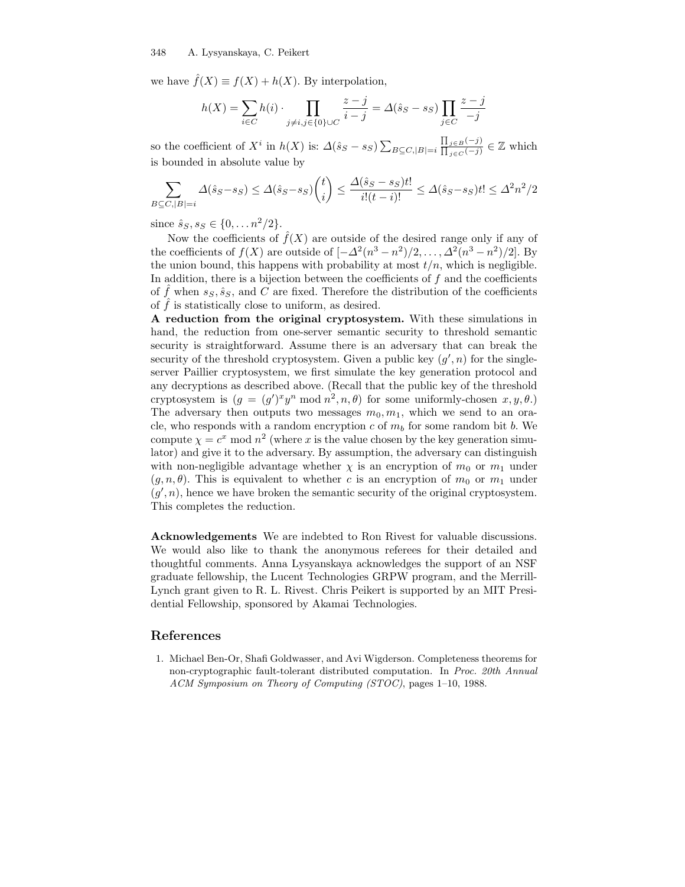we have $\hat{f}(X) \equiv f(X) + h(X)$. By interpolation,

$$h(X) = \sum_{i \in C} h(i) \cdot \prod_{j \neq i, j \in \{0\} \cup C} \frac{z-j}{i-j} = \Delta(\hat{s}_S - s_S) \prod_{j \in C} \frac{z-j}{-j}$$

so the coefficient of $X^i$ in $h(X)$ is: $\Delta(\hat{s}_S - s_S) \sum_{B \subseteq C, |B|=i} \frac{\prod_{j \in B}(-j)}{\prod_{j \in C}(-j)} \in \mathbb{Z}$ which is bounded in absolute value by

$$\sum_{B \subseteq C, |B|=i} \Delta(\hat{s}_S - s_S) \leq \Delta(\hat{s}_S - s_S) \binom{t}{i} \leq \frac{\Delta(\hat{s}_S - s_S) t!}{i!(t-i)!} \leq \Delta(\hat{s}_S - s_S) t! \leq \Delta^2 n^2 / 2$$

since $\hat{s}_S, s_S \in \{0, \ldots n^2/2\}$.

Now the coefficients of $\hat{f}(X)$ are outside of the desired range only if any of the coefficients of $f(X)$ are outside of $[-\Delta^2(n^3 - n^2)/2, \ldots, \Delta^2(n^3 - n^2)/2]$. By the union bound, this happens with probability at most $t/n$, which is negligible. In addition, there is a bijection between the coefficients of $f$ and the coefficients of $\hat{f}$ when $s_S, \hat{s}_S$, and $C$ are fixed. Therefore the distribution of the coefficients of $\hat{f}$ is statistically close to uniform, as desired.

**A reduction from the original cryptosystem.** With these simulations in hand, the reduction from one-server semantic security to threshold semantic security is straightforward. Assume there is an adversary that can break the security of the threshold cryptosystem. Given a public key $(g', n)$ for the single-server Paillier cryptosystem, we first simulate the key generation protocol and any decryptions as described above. (Recall that the public key of the threshold cryptosystem is $(g = (g')^x y^n \bmod n^2, n, \theta)$ for some uniformly-chosen $x, y, \theta$.) The adversary then outputs two messages $m_0, m_1$, which we send to an oracle, who responds with a random encryption $c$ of $m_b$ for some random bit $b$. We compute $\chi = c^x \bmod n^2$ (where $x$ is the value chosen by the key generation simulator) and give it to the adversary. By assumption, the adversary can distinguish with non-negligible advantage whether $\chi$ is an encryption of $m_0$ or $m_1$ under $(g, n, \theta)$. This is equivalent to whether $c$ is an encryption of $m_0$ or $m_1$ under $(g', n)$, hence we have broken the semantic security of the original cryptosystem. This completes the reduction.

**Acknowledgements** We are indebted to Ron Rivest for valuable discussions. We would also like to thank the anonymous referees for their detailed and thoughtful comments. Anna Lysyanskaya acknowledges the support of an NSF graduate fellowship, the Lucent Technologies GRPW program, and the Merrill-Lynch grant given to R. L. Rivest. Chris Peikert is supported by an MIT Presidential Fellowship, sponsored by Akamai Technologies.

## References

1. Michael Ben-Or, Shafi Goldwasser, and Avi Wigderson. Completeness theorems for non-cryptographic fault-tolerant distributed computation. In *Proc. 20th Annual ACM Symposium on Theory of Computing (STOC)*, pages 1–10, 1988.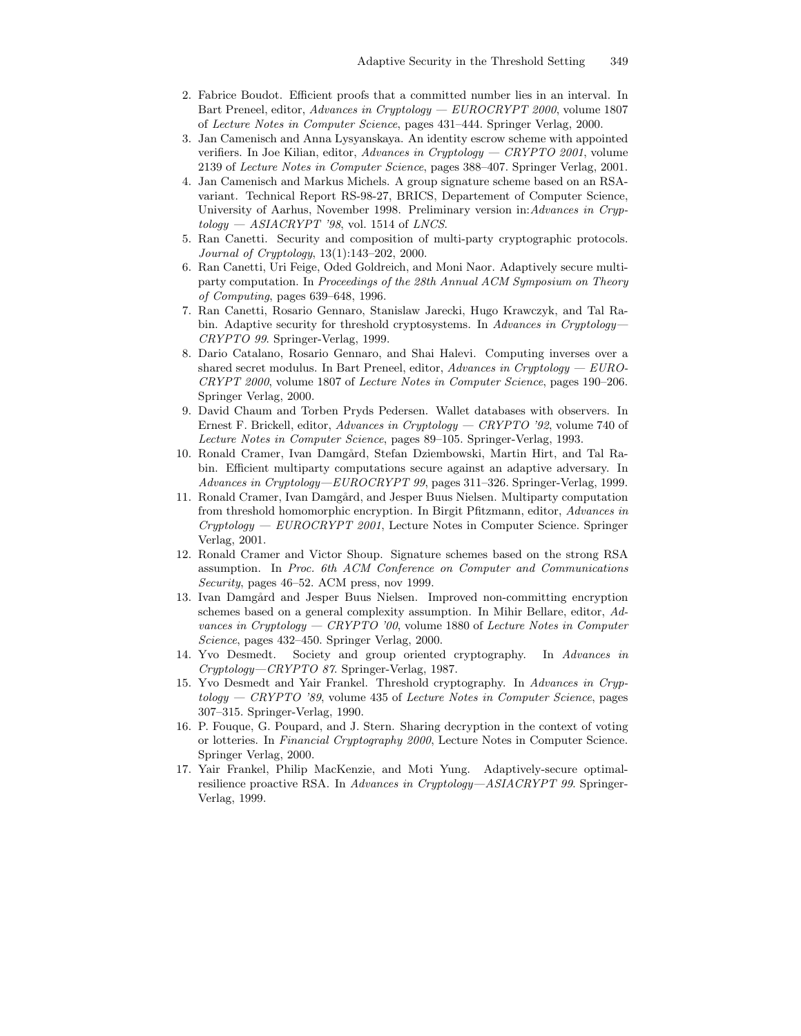2. Fabrice Boudot. Efficient proofs that a committed number lies in an interval. In Bart Preneel, editor, *Advances in Cryptology — EUROCRYPT 2000*, volume 1807 of *Lecture Notes in Computer Science*, pages 431–444. Springer Verlag, 2000.
3. Jan Camenisch and Anna Lysyanskaya. An identity escrow scheme with appointed verifiers. In Joe Kilian, editor, *Advances in Cryptology — CRYPTO 2001*, volume 2139 of *Lecture Notes in Computer Science*, pages 388–407. Springer Verlag, 2001.
4. Jan Camenisch and Markus Michels. A group signature scheme based on an RSA-variant. Technical Report RS-98-27, BRICS, Departement of Computer Science, University of Aarhus, November 1998. Preliminary version in:*Advances in Cryptology — ASIACRYPT '98*, vol. 1514 of *LNCS*.
5. Ran Canetti. Security and composition of multi-party cryptographic protocols. *Journal of Cryptology*, 13(1):143–202, 2000.
6. Ran Canetti, Uri Feige, Oded Goldreich, and Moni Naor. Adaptively secure multi-party computation. In *Proceedings of the 28th Annual ACM Symposium on Theory of Computing*, pages 639–648, 1996.
7. Ran Canetti, Rosario Gennaro, Stanislaw Jarecki, Hugo Krawczyk, and Tal Rabin. Adaptive security for threshold cryptosystems. In *Advances in Cryptology—CRYPTO 99*. Springer-Verlag, 1999.
8. Dario Catalano, Rosario Gennaro, and Shai Halevi. Computing inverses over a shared secret modulus. In Bart Preneel, editor, *Advances in Cryptology — EUROCRYPT 2000*, volume 1807 of *Lecture Notes in Computer Science*, pages 190–206. Springer Verlag, 2000.
9. David Chaum and Torben Pryds Pedersen. Wallet databases with observers. In Ernest F. Brickell, editor, *Advances in Cryptology — CRYPTO '92*, volume 740 of *Lecture Notes in Computer Science*, pages 89–105. Springer-Verlag, 1993.
10. Ronald Cramer, Ivan Damgård, Stefan Dziembowski, Martin Hirt, and Tal Rabin. Efficient multiparty computations secure against an adaptive adversary. In *Advances in Cryptology—EUROCRYPT 99*, pages 311–326. Springer-Verlag, 1999.
11. Ronald Cramer, Ivan Damgård, and Jesper Buus Nielsen. Multiparty computation from threshold homomorphic encryption. In Birgit Pfitzmann, editor, *Advances in Cryptology — EUROCRYPT 2001*, Lecture Notes in Computer Science. Springer Verlag, 2001.
12. Ronald Cramer and Victor Shoup. Signature schemes based on the strong RSA assumption. In *Proc. 6th ACM Conference on Computer and Communications Security*, pages 46–52. ACM press, nov 1999.
13. Ivan Damgård and Jesper Buus Nielsen. Improved non-committing encryption schemes based on a general complexity assumption. In Mihir Bellare, editor, *Advances in Cryptology — CRYPTO '00*, volume 1880 of *Lecture Notes in Computer Science*, pages 432–450. Springer Verlag, 2000.
14. Yvo Desmedt. Society and group oriented cryptography. In *Advances in Cryptology—CRYPTO 87*. Springer-Verlag, 1987.
15. Yvo Desmedt and Yair Frankel. Threshold cryptography. In *Advances in Cryptology — CRYPTO '89*, volume 435 of *Lecture Notes in Computer Science*, pages 307–315. Springer-Verlag, 1990.
16. P. Fouque, G. Poupard, and J. Stern. Sharing decryption in the context of voting or lotteries. In *Financial Cryptography 2000*, Lecture Notes in Computer Science. Springer Verlag, 2000.
17. Yair Frankel, Philip MacKenzie, and Moti Yung. Adaptively-secure optimal-resilience proactive RSA. In *Advances in Cryptology—ASIACRYPT 99*. Springer-Verlag, 1999.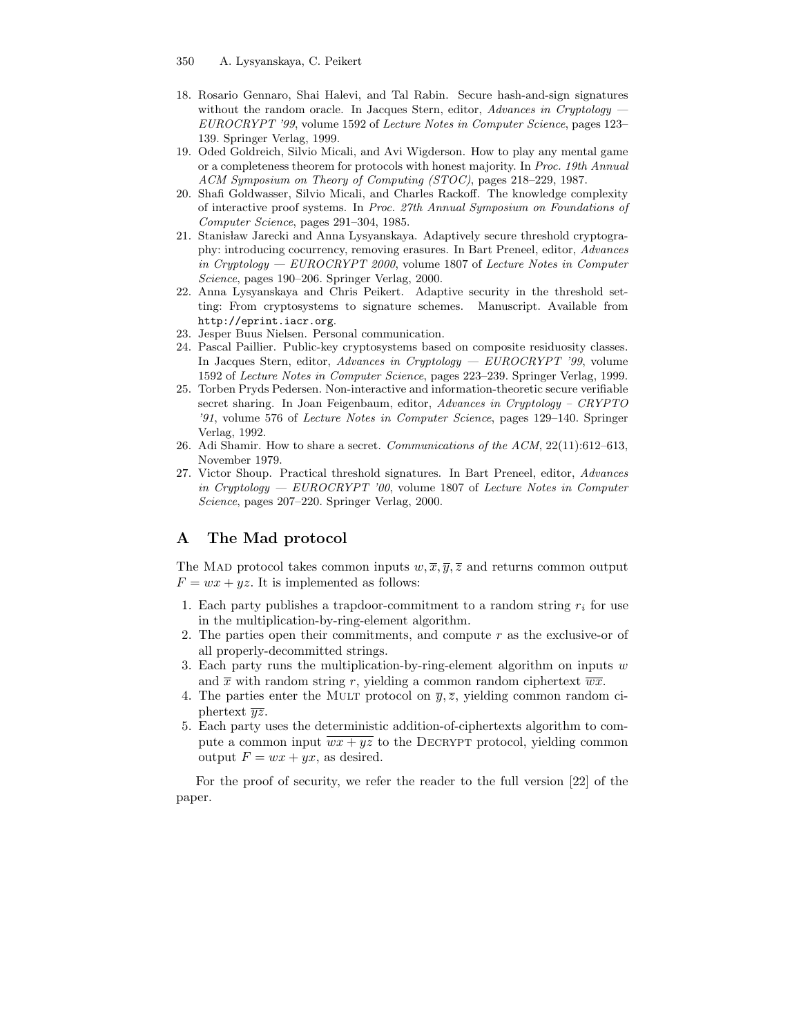18. Rosario Gennaro, Shai Halevi, and Tal Rabin. Secure hash-and-sign signatures without the random oracle. In Jacques Stern, editor, *Advances in Cryptology — EUROCRYPT '99*, volume 1592 of *Lecture Notes in Computer Science*, pages 123–139. Springer Verlag, 1999.
19. Oded Goldreich, Silvio Micali, and Avi Wigderson. How to play any mental game or a completeness theorem for protocols with honest majority. In *Proc. 19th Annual ACM Symposium on Theory of Computing (STOC)*, pages 218–229, 1987.
20. Shafi Goldwasser, Silvio Micali, and Charles Rackoff. The knowledge complexity of interactive proof systems. In *Proc. 27th Annual Symposium on Foundations of Computer Science*, pages 291–304, 1985.
21. Stanisław Jarecki and Anna Lysyanskaya. Adaptively secure threshold cryptography: introducing cocurrency, removing erasures. In Bart Preneel, editor, *Advances in Cryptology — EUROCRYPT 2000*, volume 1807 of *Lecture Notes in Computer Science*, pages 190–206. Springer Verlag, 2000.
22. Anna Lysyanskaya and Chris Peikert. Adaptive security in the threshold setting: From cryptosystems to signature schemes. Manuscript. Available from http://eprint.iacr.org.
23. Jesper Buus Nielsen. Personal communication.
24. Pascal Paillier. Public-key cryptosystems based on composite residuosity classes. In Jacques Stern, editor, *Advances in Cryptology — EUROCRYPT '99*, volume 1592 of *Lecture Notes in Computer Science*, pages 223–239. Springer Verlag, 1999.
25. Torben Pryds Pedersen. Non-interactive and information-theoretic secure verifiable secret sharing. In Joan Feigenbaum, editor, *Advances in Cryptology – CRYPTO '91*, volume 576 of *Lecture Notes in Computer Science*, pages 129–140. Springer Verlag, 1992.
26. Adi Shamir. How to share a secret. *Communications of the ACM*, 22(11):612–613, November 1979.
27. Victor Shoup. Practical threshold signatures. In Bart Preneel, editor, *Advances in Cryptology — EUROCRYPT '00*, volume 1807 of *Lecture Notes in Computer Science*, pages 207–220. Springer Verlag, 2000.

## A The Mad protocol

The Mad protocol takes common inputs $w, \overline{x}, \overline{y}, \overline{z}$ and returns common output $F = wx + yz$. It is implemented as follows:

1. Each party publishes a trapdoor-commitment to a random string $r_i$ for use in the multiplication-by-ring-element algorithm.
2. The parties open their commitments, and compute $r$ as the exclusive-or of all properly-decommitted strings.
3. Each party runs the multiplication-by-ring-element algorithm on inputs $w$ and $\overline{x}$ with random string $r$, yielding a common random ciphertext $\overline{wx}$.
4. The parties enter the Mult protocol on $\overline{y}, \overline{z}$, yielding common random ciphertext $\overline{yz}$.
5. Each party uses the deterministic addition-of-ciphertexts algorithm to compute a common input $\overline{wx + yz}$ to the Decrypt protocol, yielding common output $F = wx + yx$, as desired.

For the proof of security, we refer the reader to the full version [22] of the paper.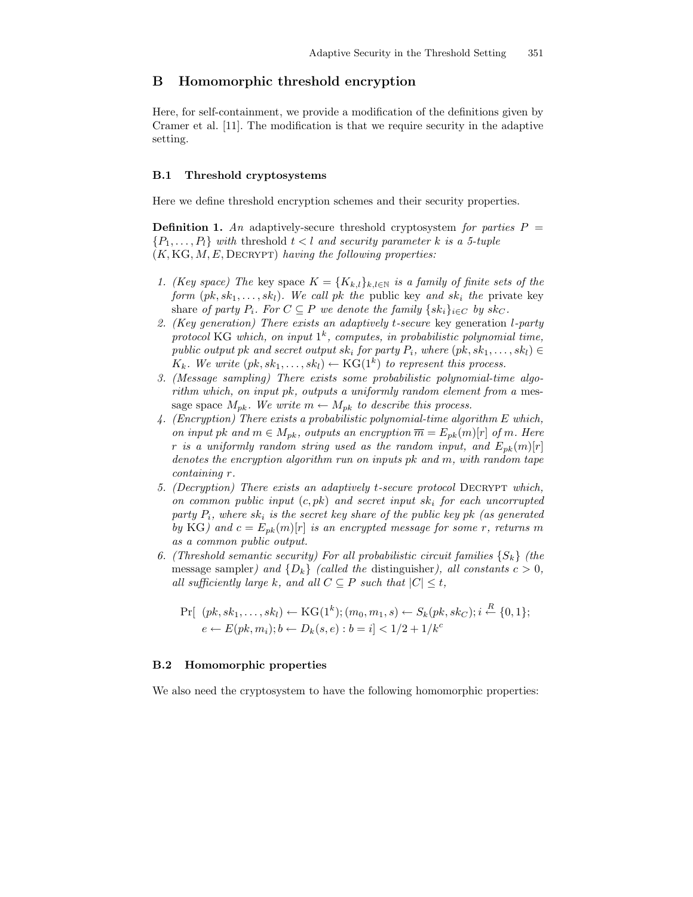## B Homomorphic threshold encryption

Here, for self-containment, we provide a modification of the definitions given by Cramer et al. [11]. The modification is that we require security in the adaptive setting.

### B.1 Threshold cryptosystems

Here we define threshold encryption schemes and their security properties.

**Definition 1.** *An* adaptively-secure threshold cryptosystem *for parties* $P = \{P_1, \ldots, P_l\}$ *with* threshold $t < l$ *and security parameter* $k$ *is a 5-tuple* $(K, \mathrm{KG}, M, E, \textsc{Decrypt})$ *having the following properties:*

1. *(Key space) The* key space $K = \{K_{k,l}\}_{k,l \in \mathbb{N}}$ *is a family of finite sets of the form* $(pk, sk_1, \ldots, sk_l)$*. We call* $pk$ *the* public key *and* $sk_i$ *the* private key share *of party* $P_i$*. For* $C \subseteq P$ *we denote the family* $\{sk_i\}_{i \in C}$ *by* $sk_C$*.*
2. *(Key generation) There exists an adaptively* $t$*-secure* key generation $l$*-party protocol* KG *which, on input* $1^k$*, computes, in probabilistic polynomial time, public output* $pk$ *and secret output* $sk_i$ *for party* $P_i$*, where* $(pk, sk_1, \ldots, sk_l) \in K_k$*. We write* $(pk, sk_1, \ldots, sk_l) \leftarrow \mathrm{KG}(1^k)$ *to represent this process.*
3. *(Message sampling) There exists some probabilistic polynomial-time algorithm which, on input* $pk$*, outputs a uniformly random element from a* message space $M_{pk}$*. We write* $m \leftarrow M_{pk}$ *to describe this process.*
4. *(Encryption) There exists a probabilistic polynomial-time algorithm* $E$ *which, on input* $pk$ *and* $m \in M_{pk}$*, outputs an encryption* $\overline{m} = E_{pk}(m)[r]$ *of* $m$*. Here* $r$ *is a uniformly random string used as the random input, and* $E_{pk}(m)[r]$ *denotes the encryption algorithm run on inputs* $pk$ *and* $m$*, with random tape containing* $r$*.*
5. *(Decryption) There exists an adaptively* $t$*-secure protocol* $\textsc{Decrypt}$ *which, on common public input* $(c, pk)$ *and secret input* $sk_i$ *for each uncorrupted party* $P_i$*, where* $sk_i$ *is the secret key share of the public key* $pk$ *(as generated by* KG*) and* $c = E_{pk}(m)[r]$ *is an encrypted message for some* $r$*, returns* $m$ *as a common public output.*
6. *(Threshold semantic security) For all probabilistic circuit families* $\{S_k\}$ *(the* message sampler*) and* $\{D_k\}$ *(called the* distinguisher*), all constants* $c > 0$*, all sufficiently large* $k$*, and all* $C \subseteq P$ *such that* $|C| \leq t$*,*

$$\Pr[\ (pk, sk_1, \ldots, sk_l) \leftarrow \mathrm{KG}(1^k); (m_0, m_1, s) \leftarrow S_k(pk, sk_C); i \xleftarrow{R} \{0,1\}; \\ e \leftarrow E(pk, m_i); b \leftarrow D_k(s, e) : b = i] < 1/2 + 1/k^c$$

### B.2 Homomorphic properties

We also need the cryptosystem to have the following homomorphic properties: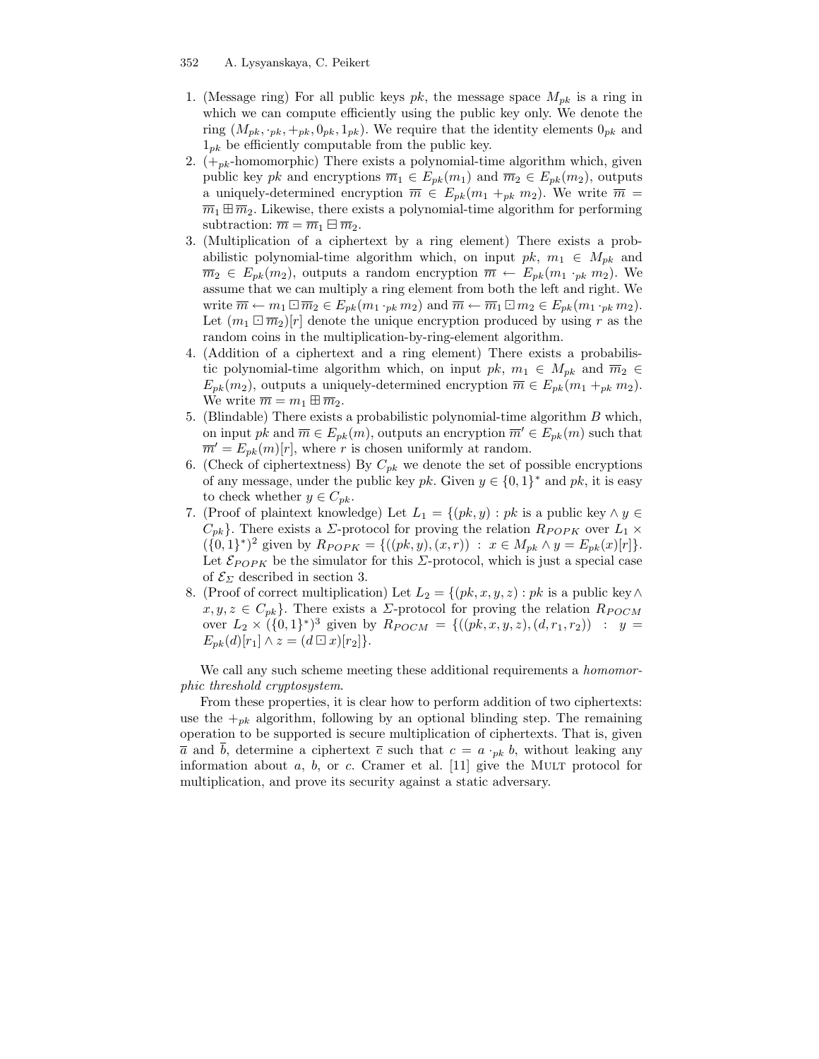1. (Message ring) For all public keys $pk$, the message space $M_{pk}$ is a ring in which we can compute efficiently using the public key only. We denote the ring $(M_{pk}, \cdot_{pk}, +_{pk}, 0_{pk}, 1_{pk})$. We require that the identity elements $0_{pk}$ and $1_{pk}$ be efficiently computable from the public key.
2. ($+_{pk}$-homomorphic) There exists a polynomial-time algorithm which, given public key $pk$ and encryptions $\overline{m}_1 \in E_{pk}(m_1)$ and $\overline{m}_2 \in E_{pk}(m_2)$, outputs a uniquely-determined encryption $\overline{m} \in E_{pk}(m_1 +_{pk} m_2)$. We write $\overline{m} = \overline{m}_1 \boxplus \overline{m}_2$. Likewise, there exists a polynomial-time algorithm for performing subtraction: $\overline{m} = \overline{m}_1 \boxminus \overline{m}_2$.
3. (Multiplication of a ciphertext by a ring element) There exists a probabilistic polynomial-time algorithm which, on input $pk$, $m_1 \in M_{pk}$ and $\overline{m}_2 \in E_{pk}(m_2)$, outputs a random encryption $\overline{m} \leftarrow E_{pk}(m_1 \cdot_{pk} m_2)$. We assume that we can multiply a ring element from both the left and right. We write $\overline{m} \leftarrow m_1 \boxdot \overline{m}_2 \in E_{pk}(m_1 \cdot_{pk} m_2)$ and $\overline{m} \leftarrow \overline{m}_1 \boxdot m_2 \in E_{pk}(m_1 \cdot_{pk} m_2)$. Let $(m_1 \boxdot \overline{m}_2)[r]$ denote the unique encryption produced by using $r$ as the random coins in the multiplication-by-ring-element algorithm.
4. (Addition of a ciphertext and a ring element) There exists a probabilistic polynomial-time algorithm which, on input $pk$, $m_1 \in M_{pk}$ and $\overline{m}_2 \in E_{pk}(m_2)$, outputs a uniquely-determined encryption $\overline{m} \in E_{pk}(m_1 +_{pk} m_2)$. We write $\overline{m} = m_1 \boxplus \overline{m}_2$.
5. (Blindable) There exists a probabilistic polynomial-time algorithm $B$ which, on input $pk$ and $\overline{m} \in E_{pk}(m)$, outputs an encryption $\overline{m}' \in E_{pk}(m)$ such that $\overline{m}' = E_{pk}(m)[r]$, where $r$ is chosen uniformly at random.
6. (Check of ciphertextness) By $C_{pk}$ we denote the set of possible encryptions of any message, under the public key $pk$. Given $y \in \{0,1\}^*$ and $pk$, it is easy to check whether $y \in C_{pk}$.
7. (Proof of plaintext knowledge) Let $L_1 = \{(pk, y) : pk \text{ is a public key} \wedge y \in C_{pk}\}$. There exists a $\Sigma$-protocol for proving the relation $R_{POPK}$ over $L_1 \times (\{0,1\}^*)^2$ given by $R_{POPK} = \{((pk, y), (x, r)) \ : \ x \in M_{pk} \wedge y = E_{pk}(x)[r]\}$. Let $\mathcal{E}_{POPK}$ be the simulator for this $\Sigma$-protocol, which is just a special case of $\mathcal{E}_\Sigma$ described in section 3.
8. (Proof of correct multiplication) Let $L_2 = \{(pk, x, y, z) : pk \text{ is a public key} \wedge x, y, z \in C_{pk}\}$. There exists a $\Sigma$-protocol for proving the relation $R_{POCM}$ over $L_2 \times (\{0,1\}^*)^3$ given by $R_{POCM} = \{((pk, x, y, z), (d, r_1, r_2)) \ : \ y = E_{pk}(d)[r_1] \wedge z = (d \boxdot x)[r_2]\}$.

We call any such scheme meeting these additional requirements a *homomorphic threshold cryptosystem*.

From these properties, it is clear how to perform addition of two ciphertexts: use the $+_{pk}$ algorithm, following by an optional blinding step. The remaining operation to be supported is secure multiplication of ciphertexts. That is, given $\overline{a}$ and $\overline{b}$, determine a ciphertext $\overline{c}$ such that $c = a \cdot_{pk} b$, without leaking any information about $a$, $b$, or $c$. Cramer et al. [11] give the Mult protocol for multiplication, and prove its security against a static adversary.